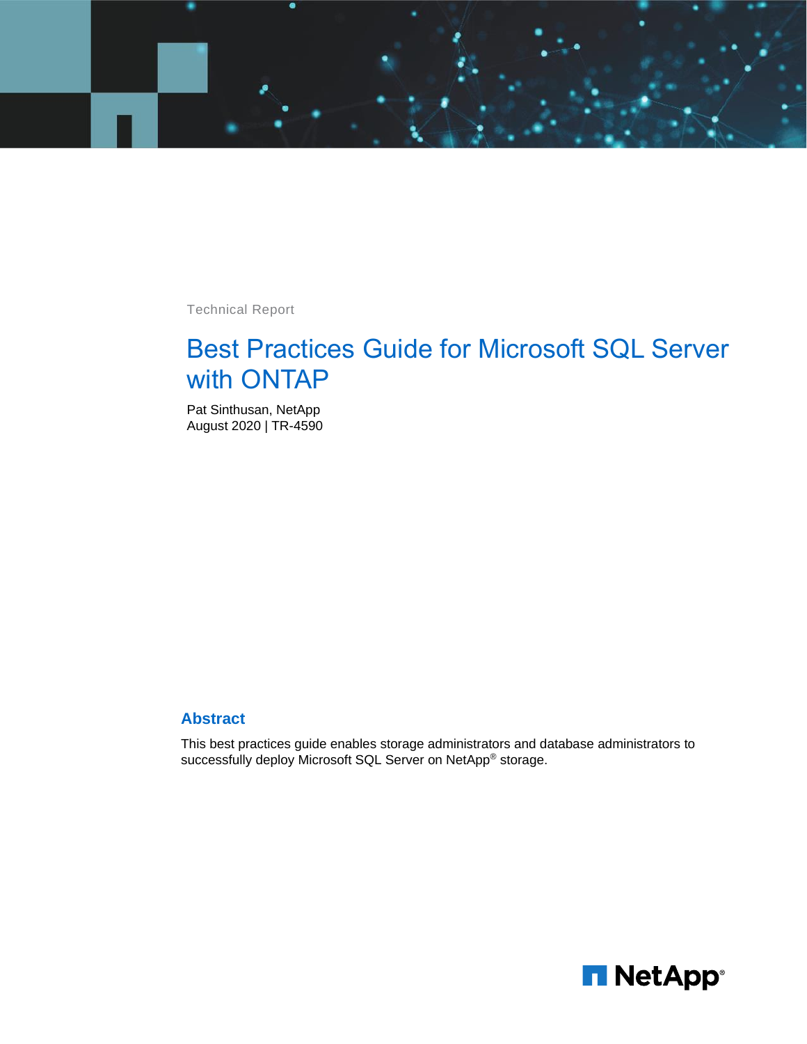Technical Report

# Best Practices Guide for Microsoft SQL Server with ONTAP

Pat Sinthusan, NetApp
August 2020 | TR-4590

## Abstract

This best practices guide enables storage administrators and database administrators to successfully deploy Microsoft SQL Server on NetApp® storage.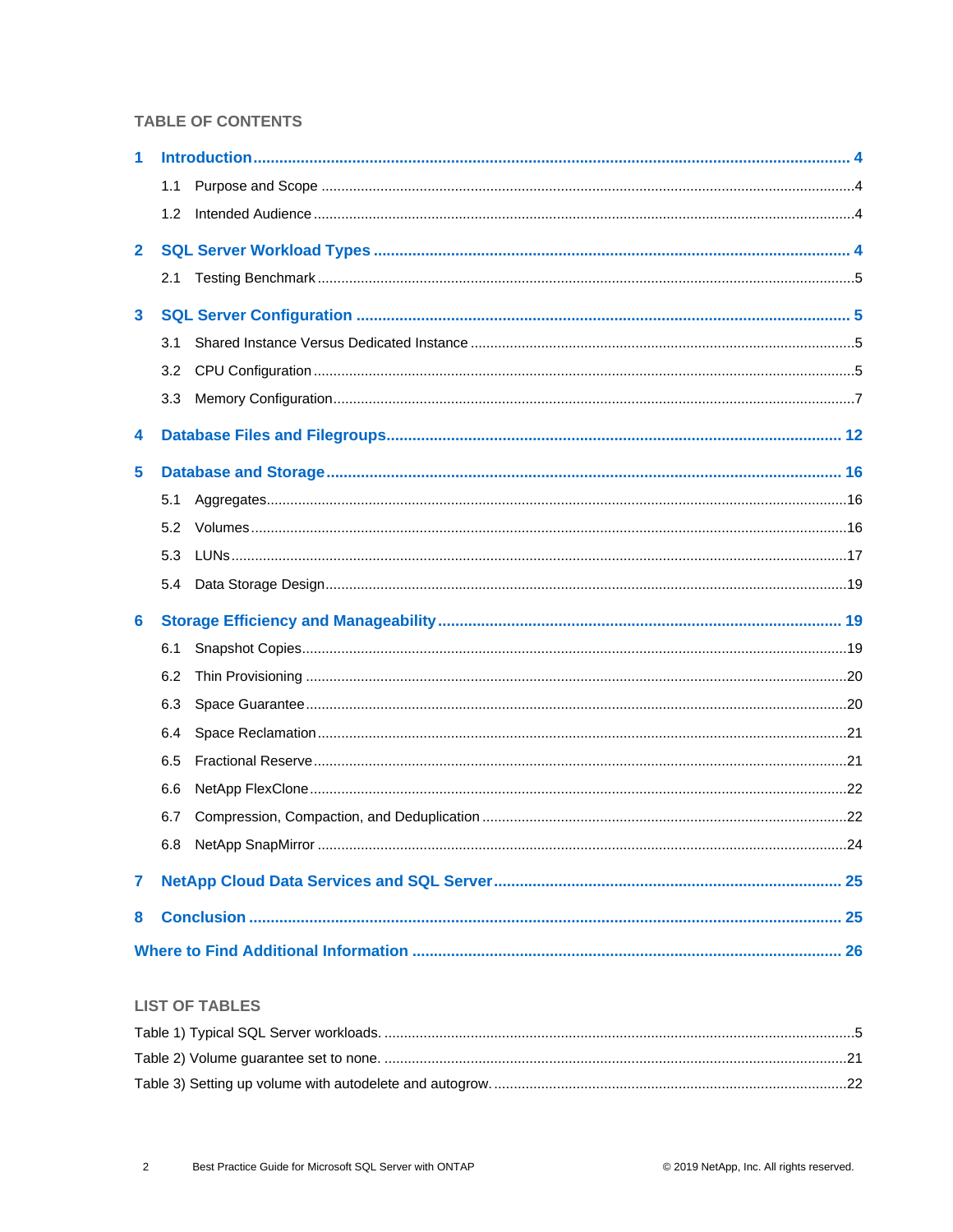## TABLE OF CONTENTS

**1 Introduction** ..... 4

- 1.1 Purpose and Scope ..... 4
- 1.2 Intended Audience ..... 4

**2 SQL Server Workload Types** ..... 4

- 2.1 Testing Benchmark ..... 5

**3 SQL Server Configuration** ..... 5

- 3.1 Shared Instance Versus Dedicated Instance ..... 5
- 3.2 CPU Configuration ..... 5
- 3.3 Memory Configuration ..... 7

**4 Database Files and Filegroups** ..... 12

**5 Database and Storage** ..... 16

- 5.1 Aggregates ..... 16
- 5.2 Volumes ..... 16
- 5.3 LUNs ..... 17
- 5.4 Data Storage Design ..... 19

**6 Storage Efficiency and Manageability** ..... 19

- 6.1 Snapshot Copies ..... 19
- 6.2 Thin Provisioning ..... 20
- 6.3 Space Guarantee ..... 20
- 6.4 Space Reclamation ..... 21
- 6.5 Fractional Reserve ..... 21
- 6.6 NetApp FlexClone ..... 22
- 6.7 Compression, Compaction, and Deduplication ..... 22
- 6.8 NetApp SnapMirror ..... 24

**7 NetApp Cloud Data Services and SQL Server** ..... 25

**8 Conclusion** ..... 25

**Where to Find Additional Information** ..... 26

## LIST OF TABLES

Table 1) Typical SQL Server workloads. ..... 5

Table 2) Volume guarantee set to none. ..... 21

Table 3) Setting up volume with autodelete and autogrow. ..... 22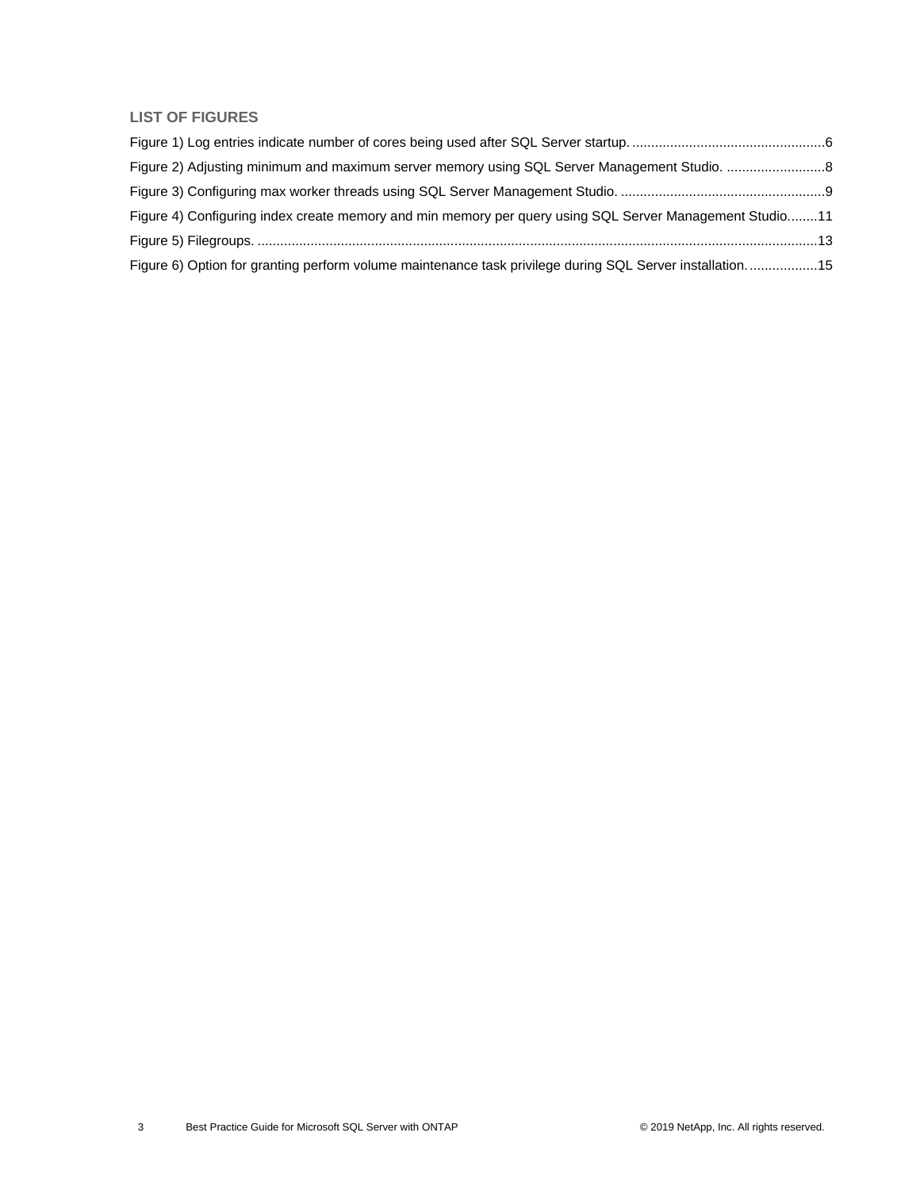## LIST OF FIGURES

Figure 1) Log entries indicate number of cores being used after SQL Server startup. ....6

Figure 2) Adjusting minimum and maximum server memory using SQL Server Management Studio. ....8

Figure 3) Configuring max worker threads using SQL Server Management Studio. ....9

Figure 4) Configuring index create memory and min memory per query using SQL Server Management Studio....11

Figure 5) Filegroups. ....13

Figure 6) Option for granting perform volume maintenance task privilege during SQL Server installation. ....15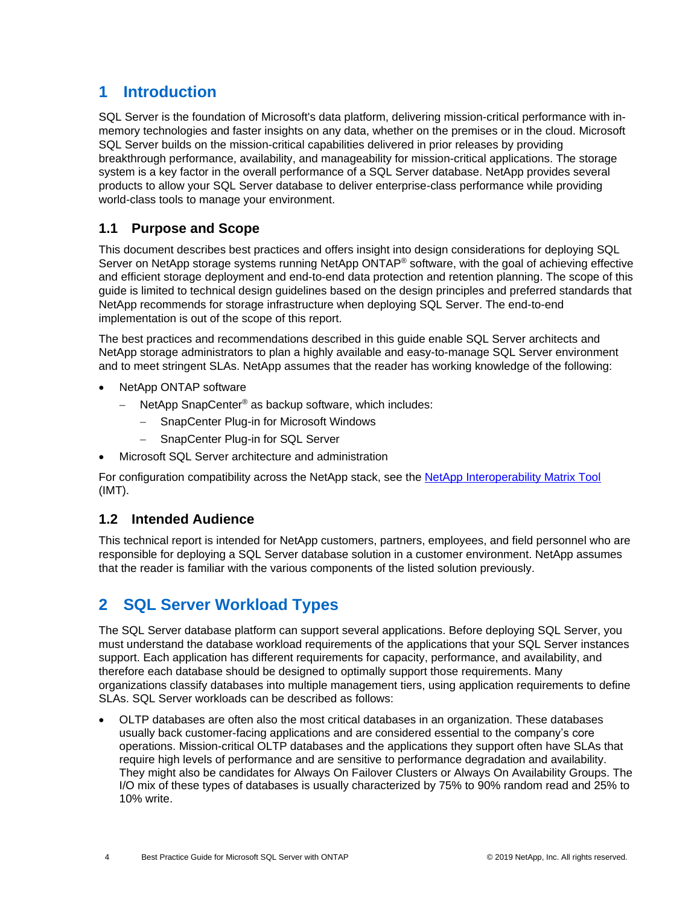# 1 Introduction

SQL Server is the foundation of Microsoft's data platform, delivering mission-critical performance with in-memory technologies and faster insights on any data, whether on the premises or in the cloud. Microsoft SQL Server builds on the mission-critical capabilities delivered in prior releases by providing breakthrough performance, availability, and manageability for mission-critical applications. The storage system is a key factor in the overall performance of a SQL Server database. NetApp provides several products to allow your SQL Server database to deliver enterprise-class performance while providing world-class tools to manage your environment.

## 1.1 Purpose and Scope

This document describes best practices and offers insight into design considerations for deploying SQL Server on NetApp storage systems running NetApp ONTAP® software, with the goal of achieving effective and efficient storage deployment and end-to-end data protection and retention planning. The scope of this guide is limited to technical design guidelines based on the design principles and preferred standards that NetApp recommends for storage infrastructure when deploying SQL Server. The end-to-end implementation is out of the scope of this report.

The best practices and recommendations described in this guide enable SQL Server architects and NetApp storage administrators to plan a highly available and easy-to-manage SQL Server environment and to meet stringent SLAs. NetApp assumes that the reader has working knowledge of the following:

- NetApp ONTAP software
  - NetApp SnapCenter® as backup software, which includes:
    - SnapCenter Plug-in for Microsoft Windows
    - SnapCenter Plug-in for SQL Server
- Microsoft SQL Server architecture and administration

For configuration compatibility across the NetApp stack, see the [NetApp Interoperability Matrix Tool](NetApp Interoperability Matrix Tool) (IMT).

## 1.2 Intended Audience

This technical report is intended for NetApp customers, partners, employees, and field personnel who are responsible for deploying a SQL Server database solution in a customer environment. NetApp assumes that the reader is familiar with the various components of the listed solution previously.

# 2 SQL Server Workload Types

The SQL Server database platform can support several applications. Before deploying SQL Server, you must understand the database workload requirements of the applications that your SQL Server instances support. Each application has different requirements for capacity, performance, and availability, and therefore each database should be designed to optimally support those requirements. Many organizations classify databases into multiple management tiers, using application requirements to define SLAs. SQL Server workloads can be described as follows:

- OLTP databases are often also the most critical databases in an organization. These databases usually back customer-facing applications and are considered essential to the company's core operations. Mission-critical OLTP databases and the applications they support often have SLAs that require high levels of performance and are sensitive to performance degradation and availability. They might also be candidates for Always On Failover Clusters or Always On Availability Groups. The I/O mix of these types of databases is usually characterized by 75% to 90% random read and 25% to 10% write.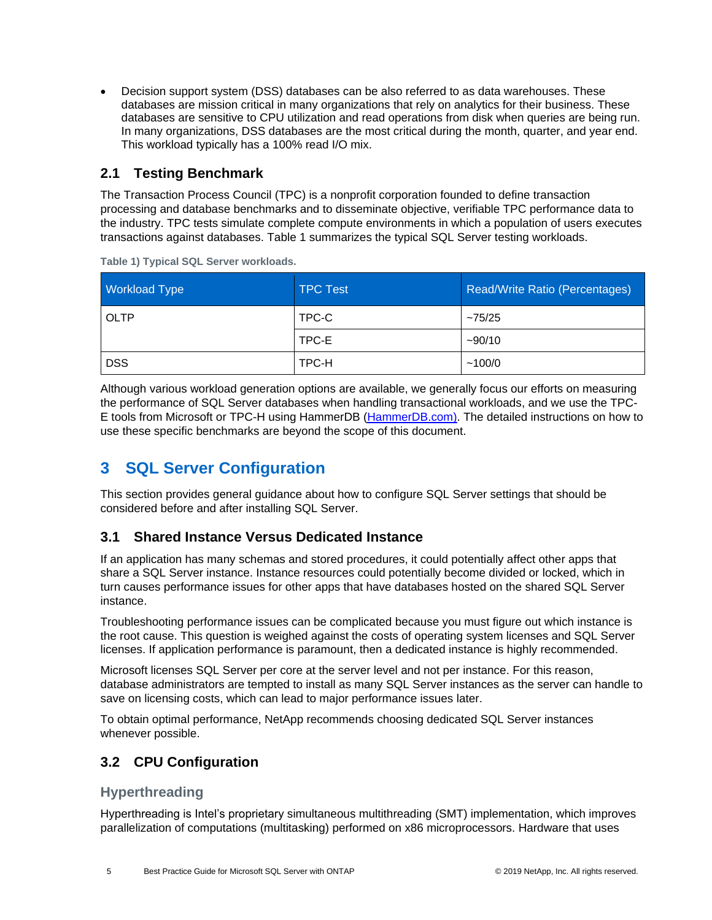- Decision support system (DSS) databases can be also referred to as data warehouses. These databases are mission critical in many organizations that rely on analytics for their business. These databases are sensitive to CPU utilization and read operations from disk when queries are being run. In many organizations, DSS databases are the most critical during the month, quarter, and year end. This workload typically has a 100% read I/O mix.

### 2.1 Testing Benchmark

The Transaction Process Council (TPC) is a nonprofit corporation founded to define transaction processing and database benchmarks and to disseminate objective, verifiable TPC performance data to the industry. TPC tests simulate complete compute environments in which a population of users executes transactions against databases. Table 1 summarizes the typical SQL Server testing workloads.

**Table 1) Typical SQL Server workloads.**

| Workload Type | TPC Test | Read/Write Ratio (Percentages) |
| --- | --- | --- |
| OLTP | TPC-C | ~75/25 |
| | TPC-E | ~90/10 |
| DSS | TPC-H | ~100/0 |

Although various workload generation options are available, we generally focus our efforts on measuring the performance of SQL Server databases when handling transactional workloads, and we use the TPC-E tools from Microsoft or TPC-H using HammerDB (HammerDB.com). The detailed instructions on how to use these specific benchmarks are beyond the scope of this document.

## 3 SQL Server Configuration

This section provides general guidance about how to configure SQL Server settings that should be considered before and after installing SQL Server.

### 3.1 Shared Instance Versus Dedicated Instance

If an application has many schemas and stored procedures, it could potentially affect other apps that share a SQL Server instance. Instance resources could potentially become divided or locked, which in turn causes performance issues for other apps that have databases hosted on the shared SQL Server instance.

Troubleshooting performance issues can be complicated because you must figure out which instance is the root cause. This question is weighed against the costs of operating system licenses and SQL Server licenses. If application performance is paramount, then a dedicated instance is highly recommended.

Microsoft licenses SQL Server per core at the server level and not per instance. For this reason, database administrators are tempted to install as many SQL Server instances as the server can handle to save on licensing costs, which can lead to major performance issues later.

To obtain optimal performance, NetApp recommends choosing dedicated SQL Server instances whenever possible.

### 3.2 CPU Configuration

#### Hyperthreading

Hyperthreading is Intel's proprietary simultaneous multithreading (SMT) implementation, which improves parallelization of computations (multitasking) performed on x86 microprocessors. Hardware that uses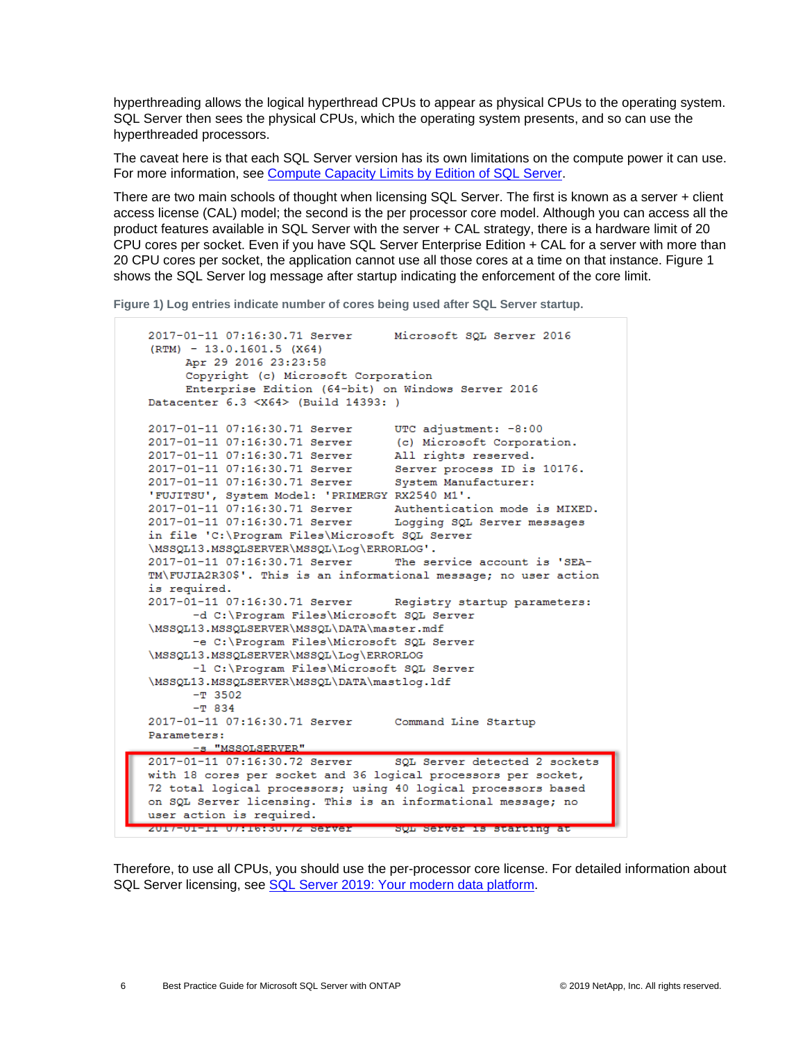hyperthreading allows the logical hyperthread CPUs to appear as physical CPUs to the operating system. SQL Server then sees the physical CPUs, which the operating system presents, and so can use the hyperthreaded processors.

The caveat here is that each SQL Server version has its own limitations on the compute power it can use. For more information, see [Compute Capacity Limits by Edition of SQL Server](#).

There are two main schools of thought when licensing SQL Server. The first is known as a server + client access license (CAL) model; the second is the per processor core model. Although you can access all the product features available in SQL Server with the server + CAL strategy, there is a hardware limit of 20 CPU cores per socket. Even if you have SQL Server Enterprise Edition + CAL for a server with more than 20 CPU cores per socket, the application cannot use all those cores at a time on that instance. Figure 1 shows the SQL Server log message after startup indicating the enforcement of the core limit.

**Figure 1) Log entries indicate number of cores being used after SQL Server startup.**

```
2017-01-11 07:16:30.71 Server      Microsoft SQL Server 2016
(RTM) - 13.0.1601.5 (X64)
      Apr 29 2016 23:23:58
      Copyright (c) Microsoft Corporation
      Enterprise Edition (64-bit) on Windows Server 2016
Datacenter 6.3 <X64> (Build 14393: )

2017-01-11 07:16:30.71 Server      UTC adjustment: -8:00
2017-01-11 07:16:30.71 Server      (c) Microsoft Corporation.
2017-01-11 07:16:30.71 Server      All rights reserved.
2017-01-11 07:16:30.71 Server      Server process ID is 10176.
2017-01-11 07:16:30.71 Server      System Manufacturer:
'FUJITSU', System Model: 'PRIMERGY RX2540 M1'.
2017-01-11 07:16:30.71 Server      Authentication mode is MIXED.
2017-01-11 07:16:30.71 Server      Logging SQL Server messages
in file 'C:\Program Files\Microsoft SQL Server
\MSSQL13.MSSQLSERVER\MSSQL\Log\ERRORLOG'.
2017-01-11 07:16:30.71 Server      The service account is 'SEA-
TM\FUJIA2R30$'. This is an informational message; no user action
is required.
2017-01-11 07:16:30.71 Server      Registry startup parameters:
        -d C:\Program Files\Microsoft SQL Server
\MSSQL13.MSSQLSERVER\MSSQL\DATA\master.mdf
        -e C:\Program Files\Microsoft SQL Server
\MSSQL13.MSSQLSERVER\MSSQL\Log\ERRORLOG
        -l C:\Program Files\Microsoft SQL Server
\MSSQL13.MSSQLSERVER\MSSQL\DATA\mastlog.ldf
        -T 3502
        -T 834
2017-01-11 07:16:30.71 Server      Command Line Startup
Parameters:
        -s "MSSQLSERVER"
2017-01-11 07:16:30.72 Server      SQL Server detected 2 sockets
with 18 cores per socket and 36 logical processors per socket,
72 total logical processors; using 40 logical processors based
on SQL Server licensing. This is an informational message; no
user action is required.
2017-01-11 07:16:30.72 Server      SQL Server is starting at
```

Therefore, to use all CPUs, you should use the per-processor core license. For detailed information about SQL Server licensing, see [SQL Server 2019: Your modern data platform](#).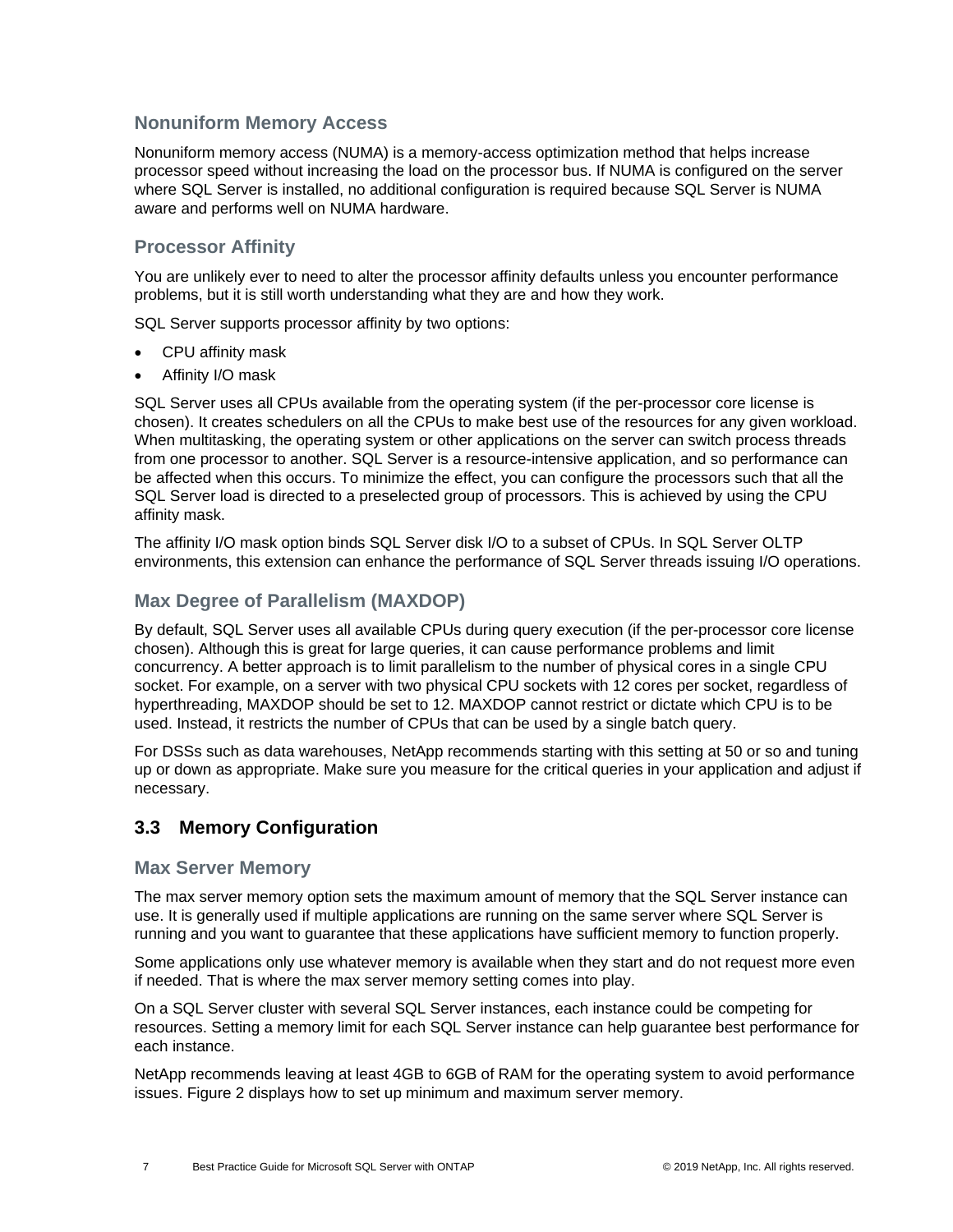### Nonuniform Memory Access

Nonuniform memory access (NUMA) is a memory-access optimization method that helps increase processor speed without increasing the load on the processor bus. If NUMA is configured on the server where SQL Server is installed, no additional configuration is required because SQL Server is NUMA aware and performs well on NUMA hardware.

### Processor Affinity

You are unlikely ever to need to alter the processor affinity defaults unless you encounter performance problems, but it is still worth understanding what they are and how they work.

SQL Server supports processor affinity by two options:

- CPU affinity mask
- Affinity I/O mask

SQL Server uses all CPUs available from the operating system (if the per-processor core license is chosen). It creates schedulers on all the CPUs to make best use of the resources for any given workload. When multitasking, the operating system or other applications on the server can switch process threads from one processor to another. SQL Server is a resource-intensive application, and so performance can be affected when this occurs. To minimize the effect, you can configure the processors such that all the SQL Server load is directed to a preselected group of processors. This is achieved by using the CPU affinity mask.

The affinity I/O mask option binds SQL Server disk I/O to a subset of CPUs. In SQL Server OLTP environments, this extension can enhance the performance of SQL Server threads issuing I/O operations.

### Max Degree of Parallelism (MAXDOP)

By default, SQL Server uses all available CPUs during query execution (if the per-processor core license chosen). Although this is great for large queries, it can cause performance problems and limit concurrency. A better approach is to limit parallelism to the number of physical cores in a single CPU socket. For example, on a server with two physical CPU sockets with 12 cores per socket, regardless of hyperthreading, MAXDOP should be set to 12. MAXDOP cannot restrict or dictate which CPU is to be used. Instead, it restricts the number of CPUs that can be used by a single batch query.

For DSSs such as data warehouses, NetApp recommends starting with this setting at 50 or so and tuning up or down as appropriate. Make sure you measure for the critical queries in your application and adjust if necessary.

## 3.3 Memory Configuration

### Max Server Memory

The max server memory option sets the maximum amount of memory that the SQL Server instance can use. It is generally used if multiple applications are running on the same server where SQL Server is running and you want to guarantee that these applications have sufficient memory to function properly.

Some applications only use whatever memory is available when they start and do not request more even if needed. That is where the max server memory setting comes into play.

On a SQL Server cluster with several SQL Server instances, each instance could be competing for resources. Setting a memory limit for each SQL Server instance can help guarantee best performance for each instance.

NetApp recommends leaving at least 4GB to 6GB of RAM for the operating system to avoid performance issues. Figure 2 displays how to set up minimum and maximum server memory.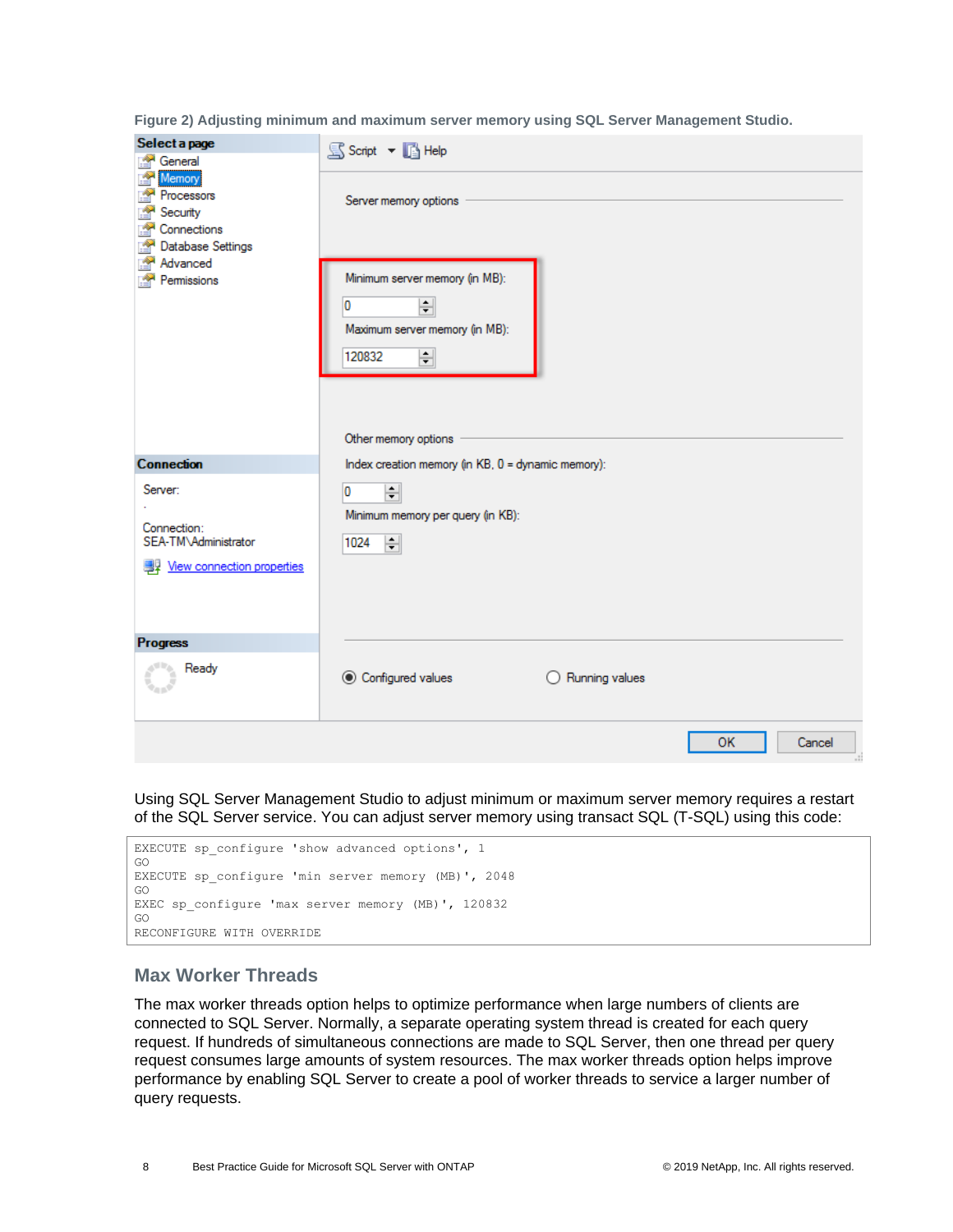Figure 2) Adjusting minimum and maximum server memory using SQL Server Management Studio.

Using SQL Server Management Studio to adjust minimum or maximum server memory requires a restart of the SQL Server service. You can adjust server memory using transact SQL (T-SQL) using this code:

```
EXECUTE sp_configure 'show advanced options', 1
GO
EXECUTE sp_configure 'min server memory (MB)', 2048
GO
EXEC sp_configure 'max server memory (MB)', 120832
GO
RECONFIGURE WITH OVERRIDE
```

## Max Worker Threads

The max worker threads option helps to optimize performance when large numbers of clients are connected to SQL Server. Normally, a separate operating system thread is created for each query request. If hundreds of simultaneous connections are made to SQL Server, then one thread per query request consumes large amounts of system resources. The max worker threads option helps improve performance by enabling SQL Server to create a pool of worker threads to service a larger number of query requests.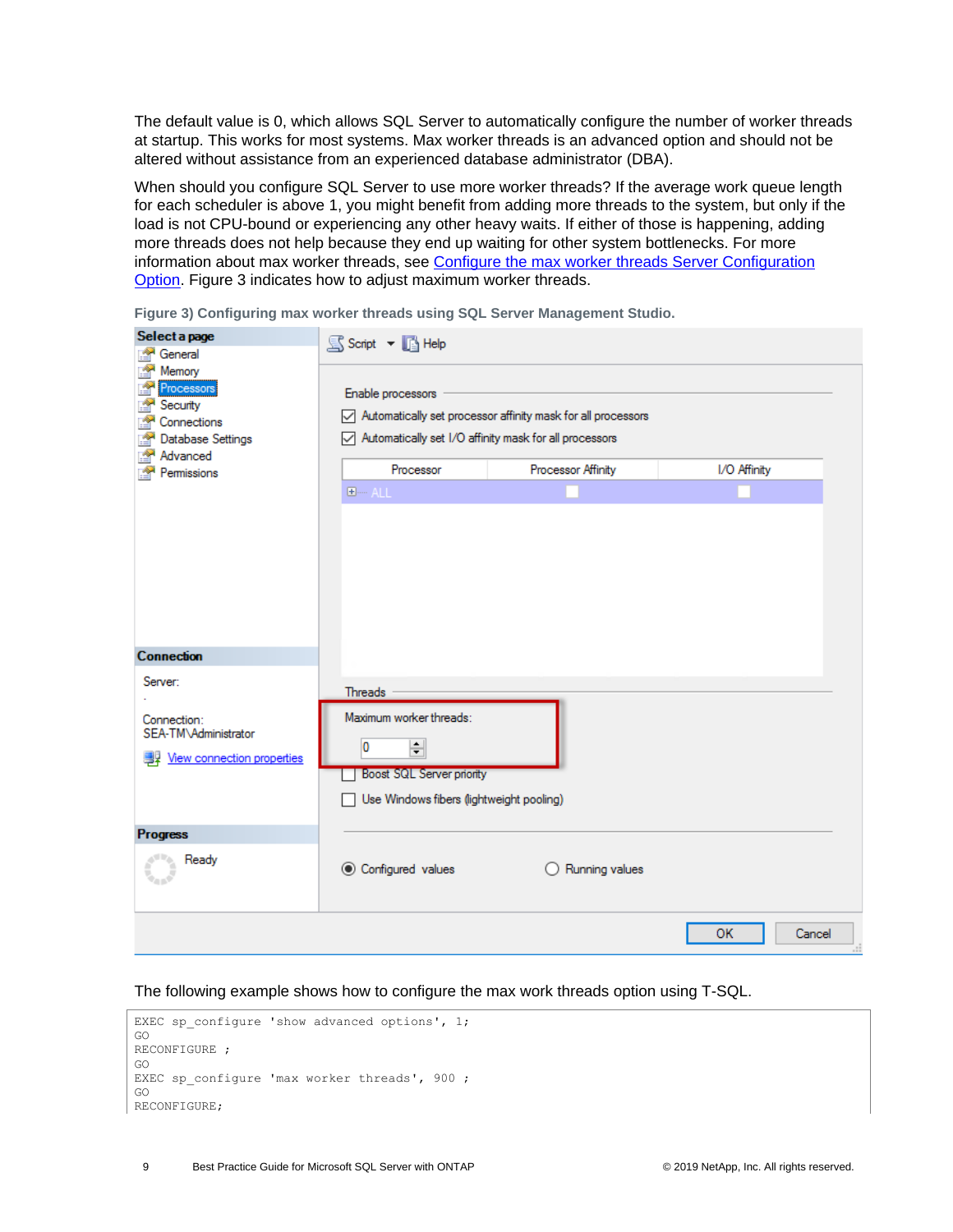The default value is 0, which allows SQL Server to automatically configure the number of worker threads at startup. This works for most systems. Max worker threads is an advanced option and should not be altered without assistance from an experienced database administrator (DBA).

When should you configure SQL Server to use more worker threads? If the average work queue length for each scheduler is above 1, you might benefit from adding more threads to the system, but only if the load is not CPU-bound or experiencing any other heavy waits. If either of those is happening, adding more threads does not help because they end up waiting for other system bottlenecks. For more information about max worker threads, see [Configure the max worker threads Server Configuration Option](). Figure 3 indicates how to adjust maximum worker threads.

**Figure 3) Configuring max worker threads using SQL Server Management Studio.**

The following example shows how to configure the max work threads option using T-SQL.

```
EXEC sp_configure 'show advanced options', 1;
GO
RECONFIGURE ;
GO
EXEC sp_configure 'max worker threads', 900 ;
GO
RECONFIGURE;
```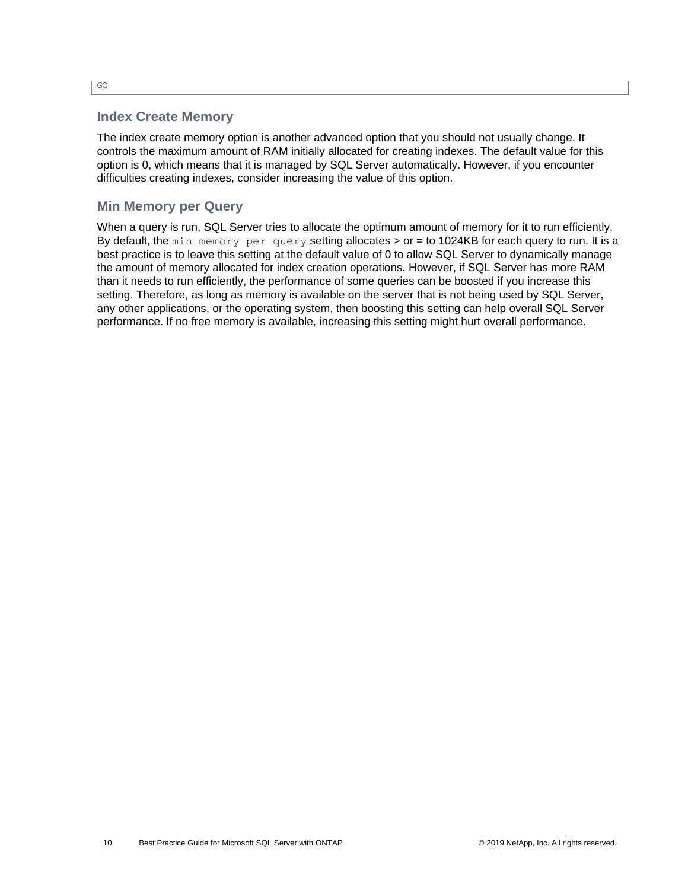```
GO
```

### Index Create Memory

The index create memory option is another advanced option that you should not usually change. It controls the maximum amount of RAM initially allocated for creating indexes. The default value for this option is 0, which means that it is managed by SQL Server automatically. However, if you encounter difficulties creating indexes, consider increasing the value of this option.

### Min Memory per Query

When a query is run, SQL Server tries to allocate the optimum amount of memory for it to run efficiently. By default, the `min memory per query` setting allocates > or = to 1024KB for each query to run. It is a best practice is to leave this setting at the default value of 0 to allow SQL Server to dynamically manage the amount of memory allocated for index creation operations. However, if SQL Server has more RAM than it needs to run efficiently, the performance of some queries can be boosted if you increase this setting. Therefore, as long as memory is available on the server that is not being used by SQL Server, any other applications, or the operating system, then boosting this setting can help overall SQL Server performance. If no free memory is available, increasing this setting might hurt overall performance.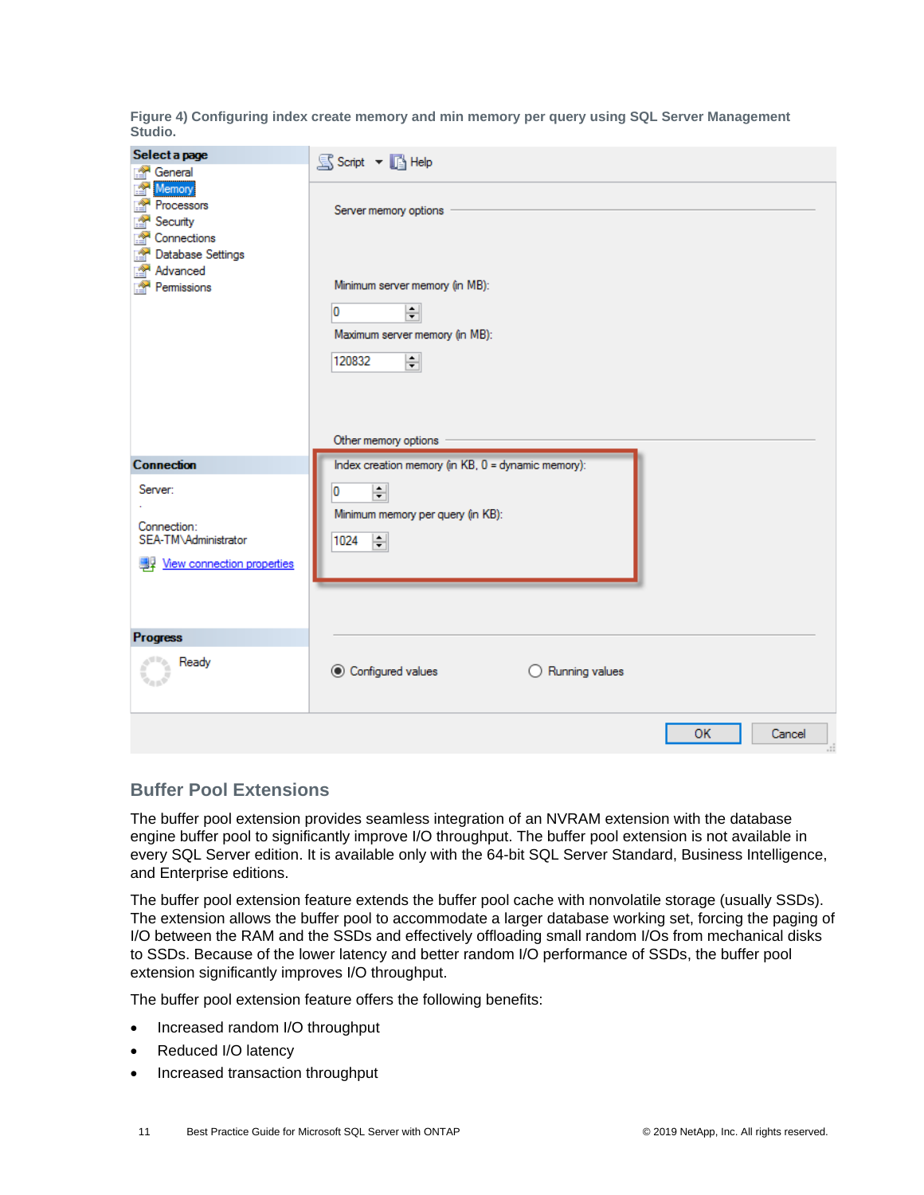Figure 4) Configuring index create memory and min memory per query using SQL Server Management Studio.

## Buffer Pool Extensions

The buffer pool extension provides seamless integration of an NVRAM extension with the database engine buffer pool to significantly improve I/O throughput. The buffer pool extension is not available in every SQL Server edition. It is available only with the 64-bit SQL Server Standard, Business Intelligence, and Enterprise editions.

The buffer pool extension feature extends the buffer pool cache with nonvolatile storage (usually SSDs). The extension allows the buffer pool to accommodate a larger database working set, forcing the paging of I/O between the RAM and the SSDs and effectively offloading small random I/Os from mechanical disks to SSDs. Because of the lower latency and better random I/O performance of SSDs, the buffer pool extension significantly improves I/O throughput.

The buffer pool extension feature offers the following benefits:

- Increased random I/O throughput
- Reduced I/O latency
- Increased transaction throughput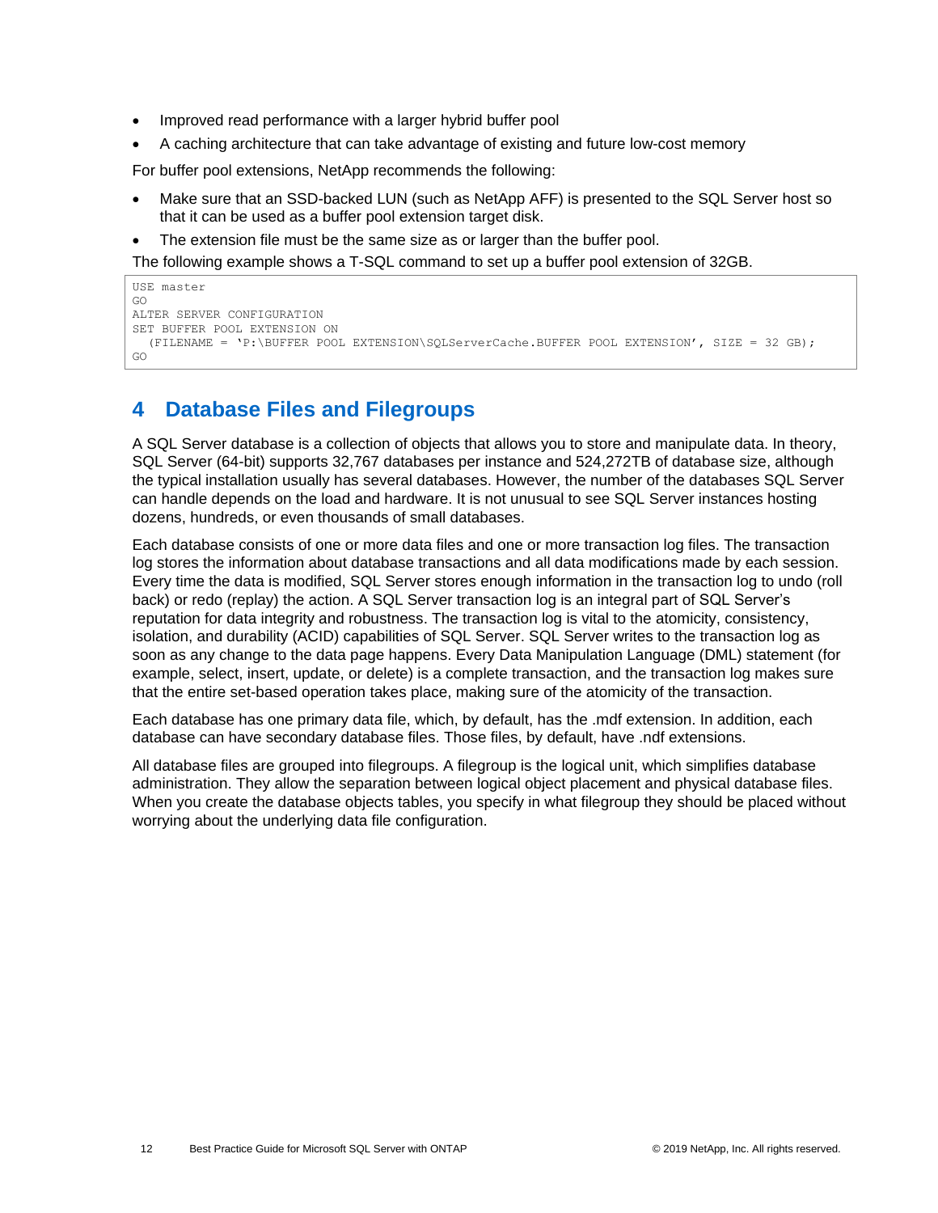- Improved read performance with a larger hybrid buffer pool
- A caching architecture that can take advantage of existing and future low-cost memory

For buffer pool extensions, NetApp recommends the following:

- Make sure that an SSD-backed LUN (such as NetApp AFF) is presented to the SQL Server host so that it can be used as a buffer pool extension target disk.
- The extension file must be the same size as or larger than the buffer pool.

The following example shows a T-SQL command to set up a buffer pool extension of 32GB.

```
USE master
GO
ALTER SERVER CONFIGURATION
SET BUFFER POOL EXTENSION ON
  (FILENAME = 'P:\BUFFER POOL EXTENSION\SQLServerCache.BUFFER POOL EXTENSION', SIZE = 32 GB);
GO
```

## 4 Database Files and Filegroups

A SQL Server database is a collection of objects that allows you to store and manipulate data. In theory, SQL Server (64-bit) supports 32,767 databases per instance and 524,272TB of database size, although the typical installation usually has several databases. However, the number of the databases SQL Server can handle depends on the load and hardware. It is not unusual to see SQL Server instances hosting dozens, hundreds, or even thousands of small databases.

Each database consists of one or more data files and one or more transaction log files. The transaction log stores the information about database transactions and all data modifications made by each session. Every time the data is modified, SQL Server stores enough information in the transaction log to undo (roll back) or redo (replay) the action. A SQL Server transaction log is an integral part of SQL Server's reputation for data integrity and robustness. The transaction log is vital to the atomicity, consistency, isolation, and durability (ACID) capabilities of SQL Server. SQL Server writes to the transaction log as soon as any change to the data page happens. Every Data Manipulation Language (DML) statement (for example, select, insert, update, or delete) is a complete transaction, and the transaction log makes sure that the entire set-based operation takes place, making sure of the atomicity of the transaction.

Each database has one primary data file, which, by default, has the .mdf extension. In addition, each database can have secondary database files. Those files, by default, have .ndf extensions.

All database files are grouped into filegroups. A filegroup is the logical unit, which simplifies database administration. They allow the separation between logical object placement and physical database files. When you create the database objects tables, you specify in what filegroup they should be placed without worrying about the underlying data file configuration.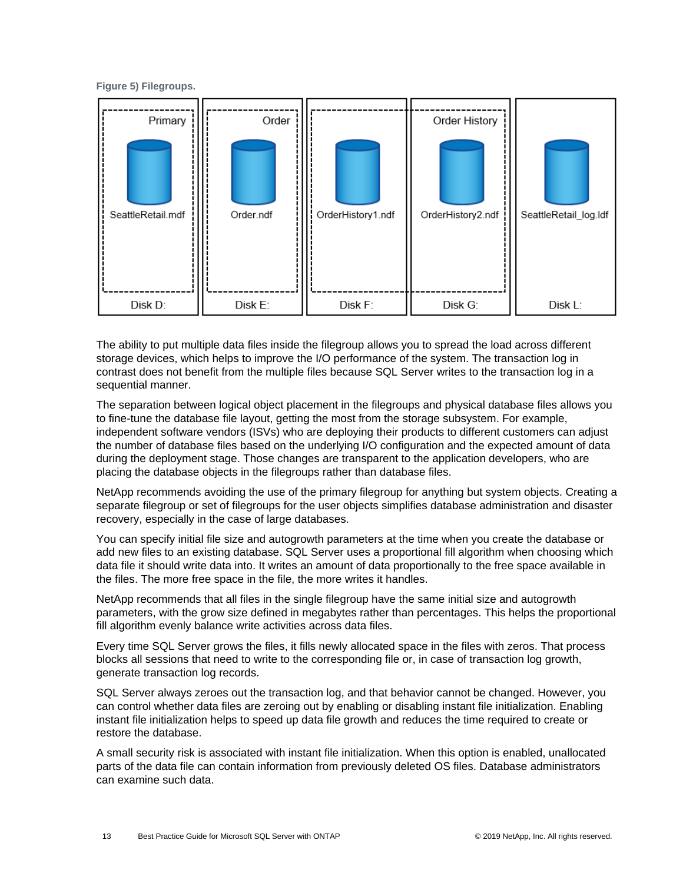**Figure 5) Filegroups.**

The ability to put multiple data files inside the filegroup allows you to spread the load across different storage devices, which helps to improve the I/O performance of the system. The transaction log in contrast does not benefit from the multiple files because SQL Server writes to the transaction log in a sequential manner.

The separation between logical object placement in the filegroups and physical database files allows you to fine-tune the database file layout, getting the most from the storage subsystem. For example, independent software vendors (ISVs) who are deploying their products to different customers can adjust the number of database files based on the underlying I/O configuration and the expected amount of data during the deployment stage. Those changes are transparent to the application developers, who are placing the database objects in the filegroups rather than database files.

NetApp recommends avoiding the use of the primary filegroup for anything but system objects. Creating a separate filegroup or set of filegroups for the user objects simplifies database administration and disaster recovery, especially in the case of large databases.

You can specify initial file size and autogrowth parameters at the time when you create the database or add new files to an existing database. SQL Server uses a proportional fill algorithm when choosing which data file it should write data into. It writes an amount of data proportionally to the free space available in the files. The more free space in the file, the more writes it handles.

NetApp recommends that all files in the single filegroup have the same initial size and autogrowth parameters, with the grow size defined in megabytes rather than percentages. This helps the proportional fill algorithm evenly balance write activities across data files.

Every time SQL Server grows the files, it fills newly allocated space in the files with zeros. That process blocks all sessions that need to write to the corresponding file or, in case of transaction log growth, generate transaction log records.

SQL Server always zeroes out the transaction log, and that behavior cannot be changed. However, you can control whether data files are zeroing out by enabling or disabling instant file initialization. Enabling instant file initialization helps to speed up data file growth and reduces the time required to create or restore the database.

A small security risk is associated with instant file initialization. When this option is enabled, unallocated parts of the data file can contain information from previously deleted OS files. Database administrators can examine such data.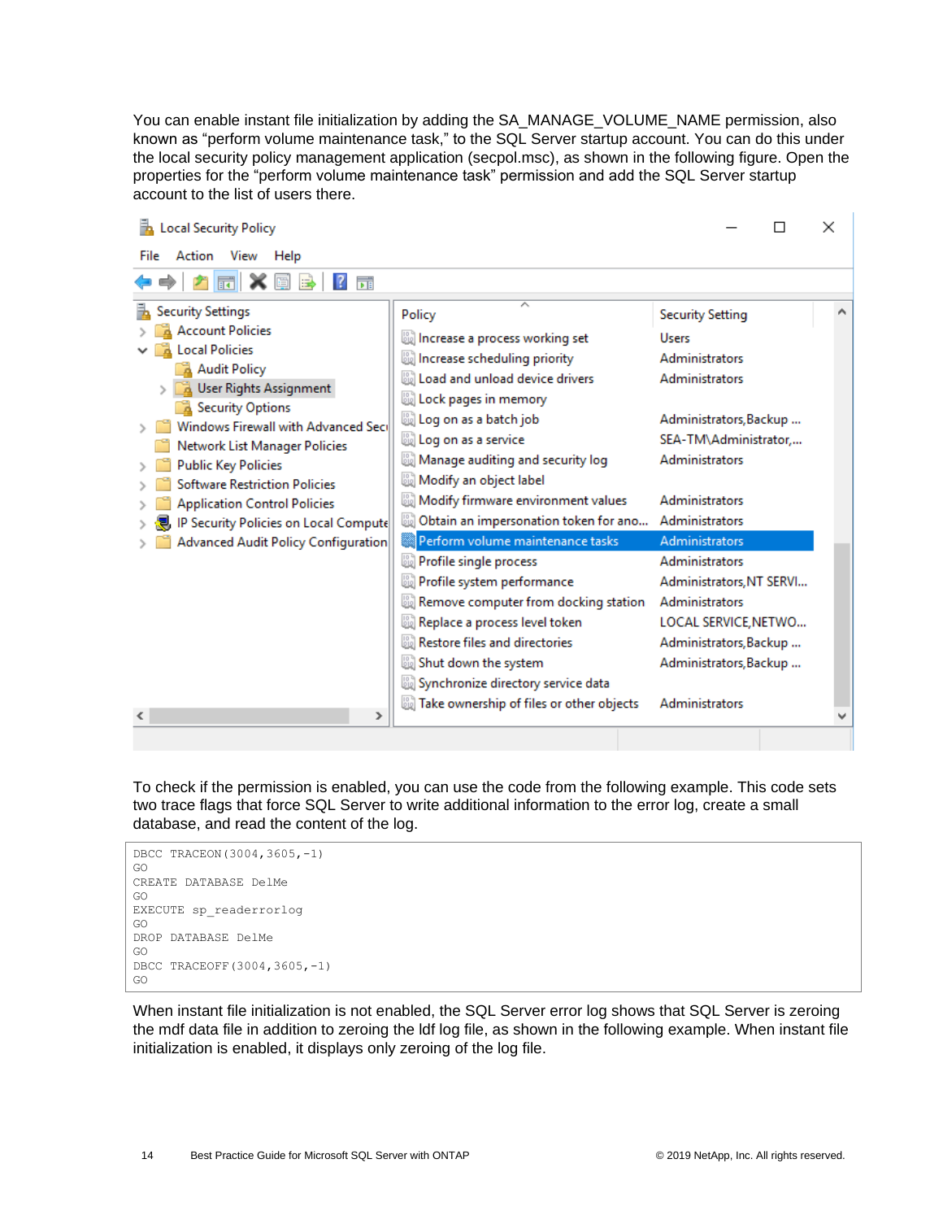You can enable instant file initialization by adding the SA_MANAGE_VOLUME_NAME permission, also known as "perform volume maintenance task," to the SQL Server startup account. You can do this under the local security policy management application (secpol.msc), as shown in the following figure. Open the properties for the "perform volume maintenance task" permission and add the SQL Server startup account to the list of users there.

To check if the permission is enabled, you can use the code from the following example. This code sets two trace flags that force SQL Server to write additional information to the error log, create a small database, and read the content of the log.

```
DBCC TRACEON(3004,3605,-1)
GO
CREATE DATABASE DelMe
GO
EXECUTE sp_readerrorlog
GO
DROP DATABASE DelMe
GO
DBCC TRACEOFF(3004,3605,-1)
GO
```

When instant file initialization is not enabled, the SQL Server error log shows that SQL Server is zeroing the mdf data file in addition to zeroing the ldf log file, as shown in the following example. When instant file initialization is enabled, it displays only zeroing of the log file.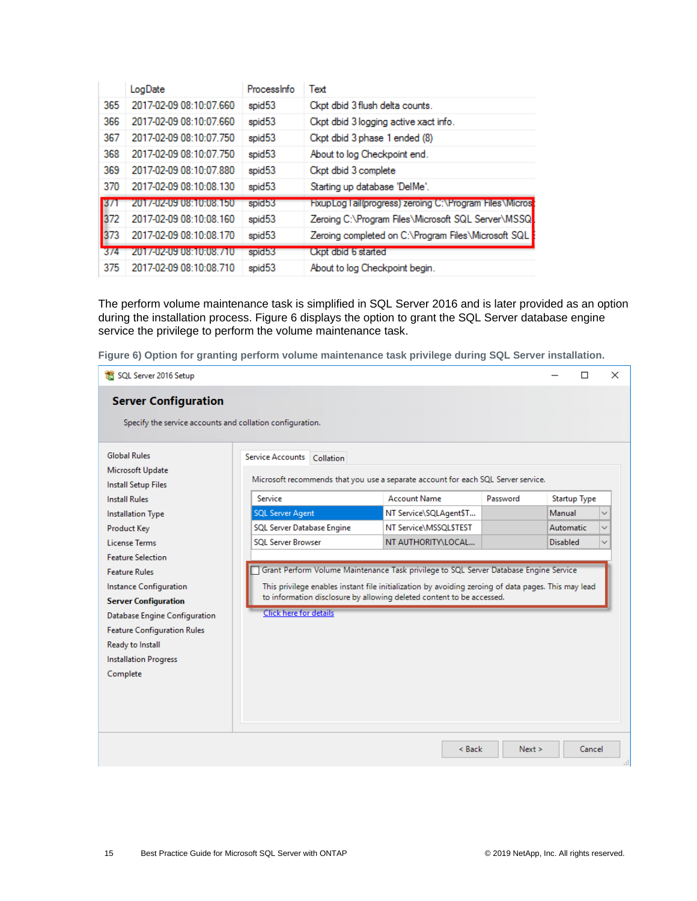|  | LogDate | ProcessInfo | Text |
|---|---|---|---|
| 365 | 2017-02-09 08:10:07.660 | spid53 | Ckpt dbid 3 flush delta counts. |
| 366 | 2017-02-09 08:10:07.660 | spid53 | Ckpt dbid 3 logging active xact info. |
| 367 | 2017-02-09 08:10:07.750 | spid53 | Ckpt dbid 3 phase 1 ended (8) |
| 368 | 2017-02-09 08:10:07.750 | spid53 | About to log Checkpoint end. |
| 369 | 2017-02-09 08:10:07.880 | spid53 | Ckpt dbid 3 complete |
| 370 | 2017-02-09 08:10:08.130 | spid53 | Starting up database 'DelMe'. |
| 371 | 2017-02-09 08:10:08.150 | spid53 | FixupLogTail(progress) zeroing C:\Program Files\Micros |
| 372 | 2017-02-09 08:10:08.160 | spid53 | Zeroing C:\Program Files\Microsoft SQL Server\MSSQ |
| 373 | 2017-02-09 08:10:08.170 | spid53 | Zeroing completed on C:\Program Files\Microsoft SQL |
| 374 | 2017-02-09 08:10:08.710 | spid53 | Ckpt dbid 6 started |
| 375 | 2017-02-09 08:10:08.710 | spid53 | About to log Checkpoint begin. |

The perform volume maintenance task is simplified in SQL Server 2016 and is later provided as an option during the installation process. Figure 6 displays the option to grant the SQL Server database engine service the privilege to perform the volume maintenance task.

**Figure 6) Option for granting perform volume maintenance task privilege during SQL Server installation.**

SQL Server 2016 Setup

**Server Configuration**

Specify the service accounts and collation configuration.

- Global Rules
- Microsoft Update
- Install Setup Files
- Install Rules
- Installation Type
- Product Key
- License Terms
- Feature Selection
- Feature Rules
- Instance Configuration
- **Server Configuration**
- Database Engine Configuration
- Feature Configuration Rules
- Ready to Install
- Installation Progress
- Complete

Service Accounts | Collation

Microsoft recommends that you use a separate account for each SQL Server service.

| Service | Account Name | Password | Startup Type |
|---|---|---|---|
| SQL Server Agent | NT Service\SQLAgent$T... |  | Manual |
| SQL Server Database Engine | NT Service\MSSQL$TEST |  | Automatic |
| SQL Server Browser | NT AUTHORITY\LOCAL... |  | Disabled |

☐ Grant Perform Volume Maintenance Task privilege to SQL Server Database Engine Service

This privilege enables instant file initialization by avoiding zeroing of data pages. This may lead to information disclosure by allowing deleted content to be accessed.

Click here for details

< Back | Next > | Cancel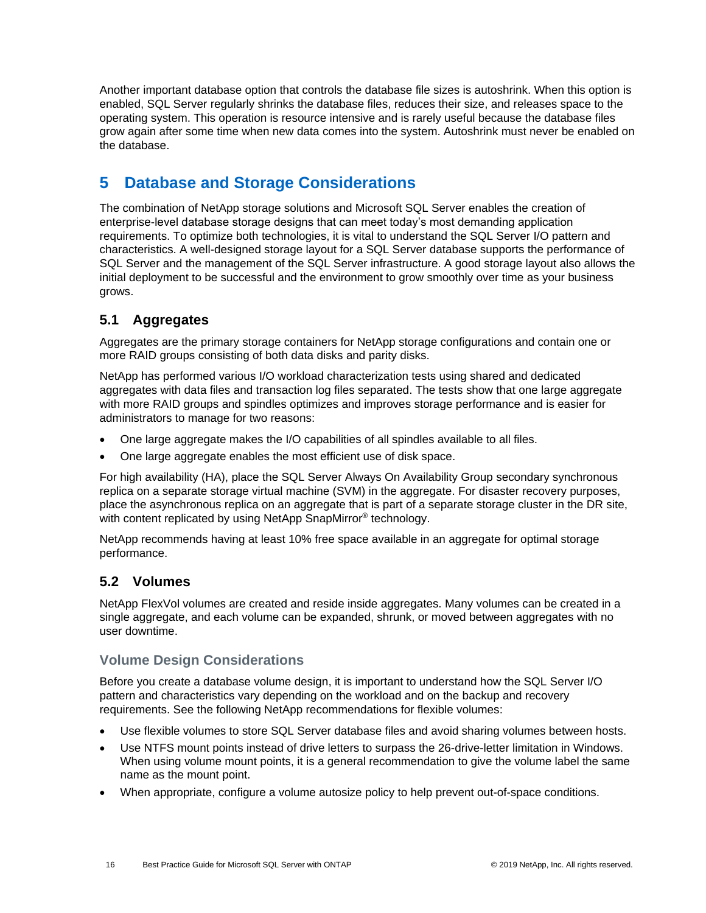Another important database option that controls the database file sizes is autoshrink. When this option is enabled, SQL Server regularly shrinks the database files, reduces their size, and releases space to the operating system. This operation is resource intensive and is rarely useful because the database files grow again after some time when new data comes into the system. Autoshrink must never be enabled on the database.

# 5 Database and Storage Considerations

The combination of NetApp storage solutions and Microsoft SQL Server enables the creation of enterprise-level database storage designs that can meet today's most demanding application requirements. To optimize both technologies, it is vital to understand the SQL Server I/O pattern and characteristics. A well-designed storage layout for a SQL Server database supports the performance of SQL Server and the management of the SQL Server infrastructure. A good storage layout also allows the initial deployment to be successful and the environment to grow smoothly over time as your business grows.

## 5.1 Aggregates

Aggregates are the primary storage containers for NetApp storage configurations and contain one or more RAID groups consisting of both data disks and parity disks.

NetApp has performed various I/O workload characterization tests using shared and dedicated aggregates with data files and transaction log files separated. The tests show that one large aggregate with more RAID groups and spindles optimizes and improves storage performance and is easier for administrators to manage for two reasons:

- One large aggregate makes the I/O capabilities of all spindles available to all files.
- One large aggregate enables the most efficient use of disk space.

For high availability (HA), place the SQL Server Always On Availability Group secondary synchronous replica on a separate storage virtual machine (SVM) in the aggregate. For disaster recovery purposes, place the asynchronous replica on an aggregate that is part of a separate storage cluster in the DR site, with content replicated by using NetApp SnapMirror® technology.

NetApp recommends having at least 10% free space available in an aggregate for optimal storage performance.

## 5.2 Volumes

NetApp FlexVol volumes are created and reside inside aggregates. Many volumes can be created in a single aggregate, and each volume can be expanded, shrunk, or moved between aggregates with no user downtime.

### Volume Design Considerations

Before you create a database volume design, it is important to understand how the SQL Server I/O pattern and characteristics vary depending on the workload and on the backup and recovery requirements. See the following NetApp recommendations for flexible volumes:

- Use flexible volumes to store SQL Server database files and avoid sharing volumes between hosts.
- Use NTFS mount points instead of drive letters to surpass the 26-drive-letter limitation in Windows. When using volume mount points, it is a general recommendation to give the volume label the same name as the mount point.
- When appropriate, configure a volume autosize policy to help prevent out-of-space conditions.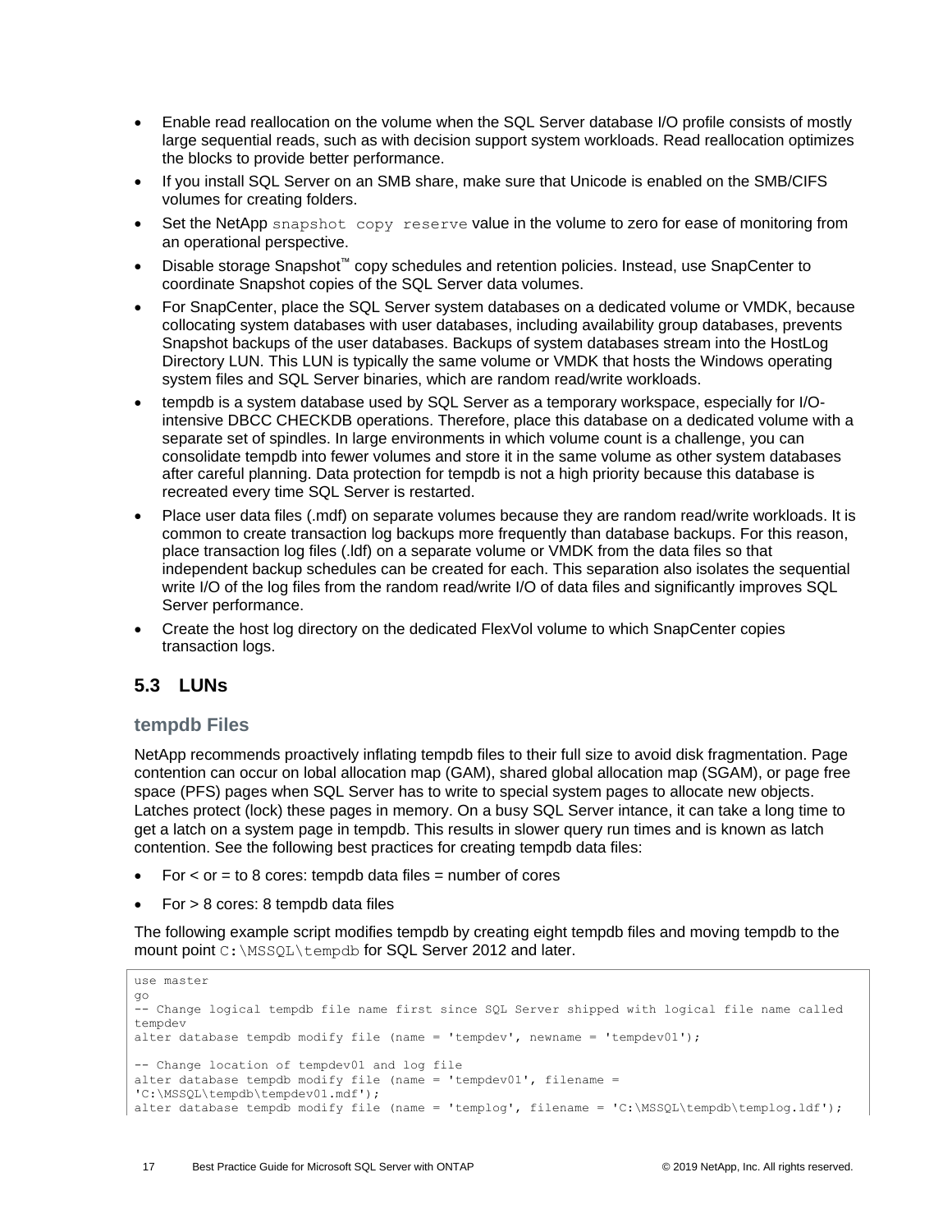- Enable read reallocation on the volume when the SQL Server database I/O profile consists of mostly large sequential reads, such as with decision support system workloads. Read reallocation optimizes the blocks to provide better performance.
- If you install SQL Server on an SMB share, make sure that Unicode is enabled on the SMB/CIFS volumes for creating folders.
- Set the NetApp `snapshot copy reserve` value in the volume to zero for ease of monitoring from an operational perspective.
- Disable storage Snapshot™ copy schedules and retention policies. Instead, use SnapCenter to coordinate Snapshot copies of the SQL Server data volumes.
- For SnapCenter, place the SQL Server system databases on a dedicated volume or VMDK, because collocating system databases with user databases, including availability group databases, prevents Snapshot backups of the user databases. Backups of system databases stream into the HostLog Directory LUN. This LUN is typically the same volume or VMDK that hosts the Windows operating system files and SQL Server binaries, which are random read/write workloads.
- tempdb is a system database used by SQL Server as a temporary workspace, especially for I/O-intensive DBCC CHECKDB operations. Therefore, place this database on a dedicated volume with a separate set of spindles. In large environments in which volume count is a challenge, you can consolidate tempdb into fewer volumes and store it in the same volume as other system databases after careful planning. Data protection for tempdb is not a high priority because this database is recreated every time SQL Server is restarted.
- Place user data files (.mdf) on separate volumes because they are random read/write workloads. It is common to create transaction log backups more frequently than database backups. For this reason, place transaction log files (.ldf) on a separate volume or VMDK from the data files so that independent backup schedules can be created for each. This separation also isolates the sequential write I/O of the log files from the random read/write I/O of data files and significantly improves SQL Server performance.
- Create the host log directory on the dedicated FlexVol volume to which SnapCenter copies transaction logs.

## 5.3 LUNs

### tempdb Files

NetApp recommends proactively inflating tempdb files to their full size to avoid disk fragmentation. Page contention can occur on lobal allocation map (GAM), shared global allocation map (SGAM), or page free space (PFS) pages when SQL Server has to write to special system pages to allocate new objects. Latches protect (lock) these pages in memory. On a busy SQL Server intance, it can take a long time to get a latch on a system page in tempdb. This results in slower query run times and is known as latch contention. See the following best practices for creating tempdb data files:

- For < or = to 8 cores: tempdb data files = number of cores
- For > 8 cores: 8 tempdb data files

The following example script modifies tempdb by creating eight tempdb files and moving tempdb to the mount point `C:\MSSQL\tempdb` for SQL Server 2012 and later.

```
use master
go
-- Change logical tempdb file name first since SQL Server shipped with logical file name called
tempdev
alter database tempdb modify file (name = 'tempdev', newname = 'tempdev01');

-- Change location of tempdev01 and log file
alter database tempdb modify file (name = 'tempdev01', filename =
'C:\MSSQL\tempdb\tempdev01.mdf');
alter database tempdb modify file (name = 'templog', filename = 'C:\MSSQL\tempdb\templog.ldf');
```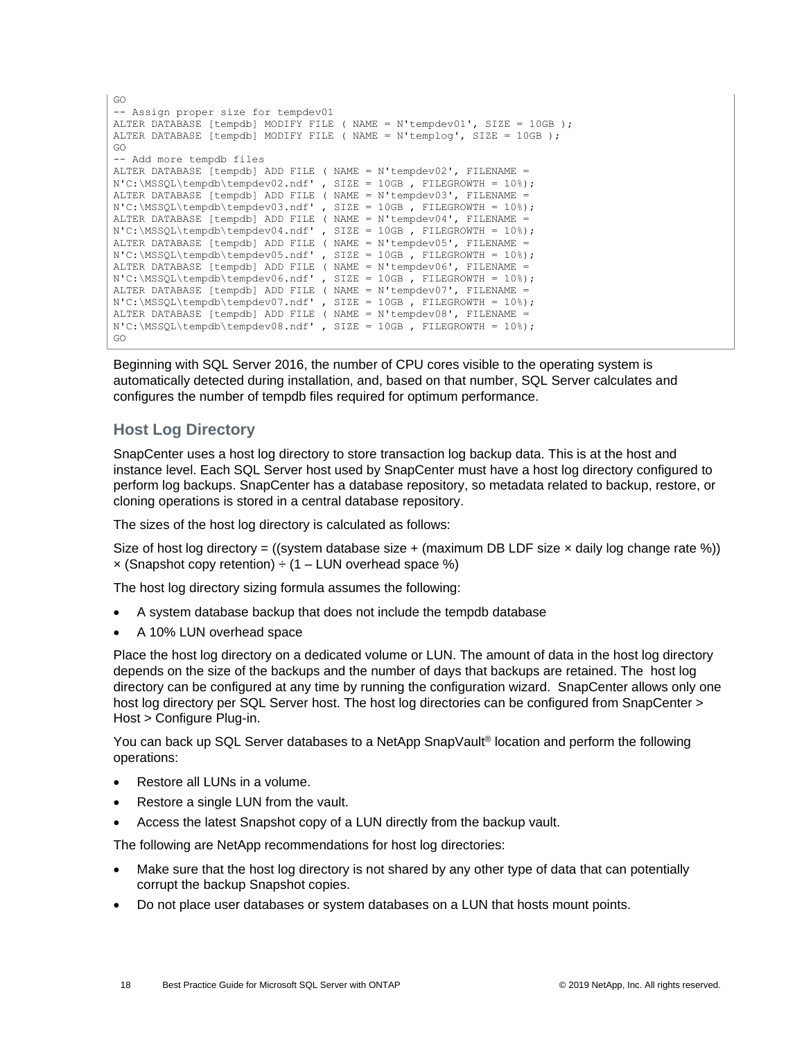```
GO
-- Assign proper size for tempdev01
ALTER DATABASE [tempdb] MODIFY FILE ( NAME = N'tempdev01', SIZE = 10GB );
ALTER DATABASE [tempdb] MODIFY FILE ( NAME = N'templog', SIZE = 10GB );
GO
-- Add more tempdb files
ALTER DATABASE [tempdb] ADD FILE ( NAME = N'tempdev02', FILENAME =
N'C:\MSSQL\tempdb\tempdev02.ndf' , SIZE = 10GB , FILEGROWTH = 10%);
ALTER DATABASE [tempdb] ADD FILE ( NAME = N'tempdev03', FILENAME =
N'C:\MSSQL\tempdb\tempdev03.ndf' , SIZE = 10GB , FILEGROWTH = 10%);
ALTER DATABASE [tempdb] ADD FILE ( NAME = N'tempdev04', FILENAME =
N'C:\MSSQL\tempdb\tempdev04.ndf' , SIZE = 10GB , FILEGROWTH = 10%);
ALTER DATABASE [tempdb] ADD FILE ( NAME = N'tempdev05', FILENAME =
N'C:\MSSQL\tempdb\tempdev05.ndf' , SIZE = 10GB , FILEGROWTH = 10%);
ALTER DATABASE [tempdb] ADD FILE ( NAME = N'tempdev06', FILENAME =
N'C:\MSSQL\tempdb\tempdev06.ndf' , SIZE = 10GB , FILEGROWTH = 10%);
ALTER DATABASE [tempdb] ADD FILE ( NAME = N'tempdev07', FILENAME =
N'C:\MSSQL\tempdb\tempdev07.ndf' , SIZE = 10GB , FILEGROWTH = 10%);
ALTER DATABASE [tempdb] ADD FILE ( NAME = N'tempdev08', FILENAME =
N'C:\MSSQL\tempdb\tempdev08.ndf' , SIZE = 10GB , FILEGROWTH = 10%);
GO
```

Beginning with SQL Server 2016, the number of CPU cores visible to the operating system is automatically detected during installation, and, based on that number, SQL Server calculates and configures the number of tempdb files required for optimum performance.

## Host Log Directory

SnapCenter uses a host log directory to store transaction log backup data. This is at the host and instance level. Each SQL Server host used by SnapCenter must have a host log directory configured to perform log backups. SnapCenter has a database repository, so metadata related to backup, restore, or cloning operations is stored in a central database repository.

The sizes of the host log directory is calculated as follows:

Size of host log directory = ((system database size + (maximum DB LDF size × daily log change rate %)) × (Snapshot copy retention) ÷ (1 – LUN overhead space %)

The host log directory sizing formula assumes the following:

- A system database backup that does not include the tempdb database
- A 10% LUN overhead space

Place the host log directory on a dedicated volume or LUN. The amount of data in the host log directory depends on the size of the backups and the number of days that backups are retained. The host log directory can be configured at any time by running the configuration wizard. SnapCenter allows only one host log directory per SQL Server host. The host log directories can be configured from SnapCenter > Host > Configure Plug-in.

You can back up SQL Server databases to a NetApp SnapVault® location and perform the following operations:

- Restore all LUNs in a volume.
- Restore a single LUN from the vault.
- Access the latest Snapshot copy of a LUN directly from the backup vault.

The following are NetApp recommendations for host log directories:

- Make sure that the host log directory is not shared by any other type of data that can potentially corrupt the backup Snapshot copies.
- Do not place user databases or system databases on a LUN that hosts mount points.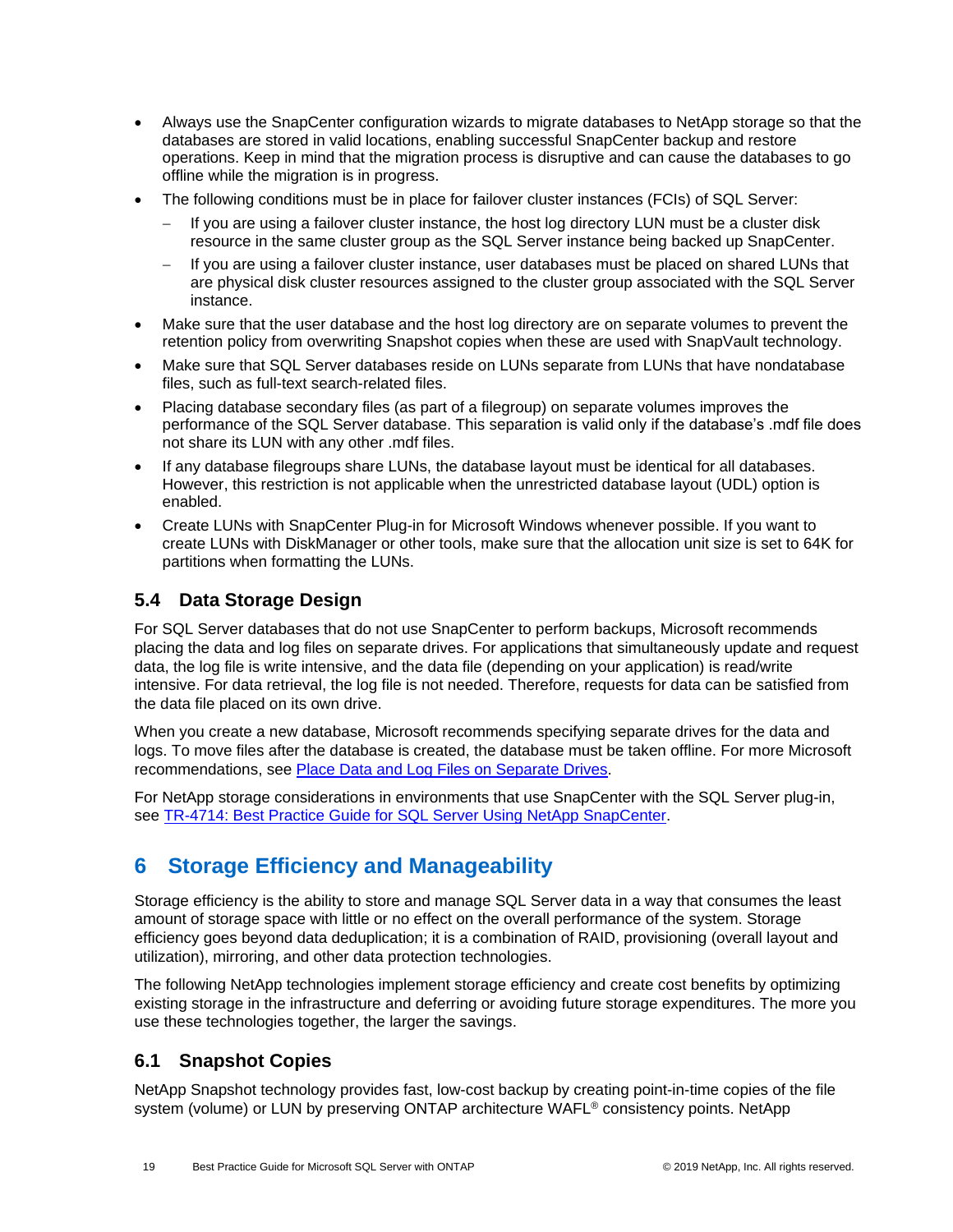- Always use the SnapCenter configuration wizards to migrate databases to NetApp storage so that the databases are stored in valid locations, enabling successful SnapCenter backup and restore operations. Keep in mind that the migration process is disruptive and can cause the databases to go offline while the migration is in progress.
- The following conditions must be in place for failover cluster instances (FCIs) of SQL Server:
  - If you are using a failover cluster instance, the host log directory LUN must be a cluster disk resource in the same cluster group as the SQL Server instance being backed up SnapCenter.
  - If you are using a failover cluster instance, user databases must be placed on shared LUNs that are physical disk cluster resources assigned to the cluster group associated with the SQL Server instance.
- Make sure that the user database and the host log directory are on separate volumes to prevent the retention policy from overwriting Snapshot copies when these are used with SnapVault technology.
- Make sure that SQL Server databases reside on LUNs separate from LUNs that have nondatabase files, such as full-text search-related files.
- Placing database secondary files (as part of a filegroup) on separate volumes improves the performance of the SQL Server database. This separation is valid only if the database's .mdf file does not share its LUN with any other .mdf files.
- If any database filegroups share LUNs, the database layout must be identical for all databases. However, this restriction is not applicable when the unrestricted database layout (UDL) option is enabled.
- Create LUNs with SnapCenter Plug-in for Microsoft Windows whenever possible. If you want to create LUNs with DiskManager or other tools, make sure that the allocation unit size is set to 64K for partitions when formatting the LUNs.

### 5.4 Data Storage Design

For SQL Server databases that do not use SnapCenter to perform backups, Microsoft recommends placing the data and log files on separate drives. For applications that simultaneously update and request data, the log file is write intensive, and the data file (depending on your application) is read/write intensive. For data retrieval, the log file is not needed. Therefore, requests for data can be satisfied from the data file placed on its own drive.

When you create a new database, Microsoft recommends specifying separate drives for the data and logs. To move files after the database is created, the database must be taken offline. For more Microsoft recommendations, see Place Data and Log Files on Separate Drives.

For NetApp storage considerations in environments that use SnapCenter with the SQL Server plug-in, see TR-4714: Best Practice Guide for SQL Server Using NetApp SnapCenter.

## 6 Storage Efficiency and Manageability

Storage efficiency is the ability to store and manage SQL Server data in a way that consumes the least amount of storage space with little or no effect on the overall performance of the system. Storage efficiency goes beyond data deduplication; it is a combination of RAID, provisioning (overall layout and utilization), mirroring, and other data protection technologies.

The following NetApp technologies implement storage efficiency and create cost benefits by optimizing existing storage in the infrastructure and deferring or avoiding future storage expenditures. The more you use these technologies together, the larger the savings.

### 6.1 Snapshot Copies

NetApp Snapshot technology provides fast, low-cost backup by creating point-in-time copies of the file system (volume) or LUN by preserving ONTAP architecture WAFL® consistency points. NetApp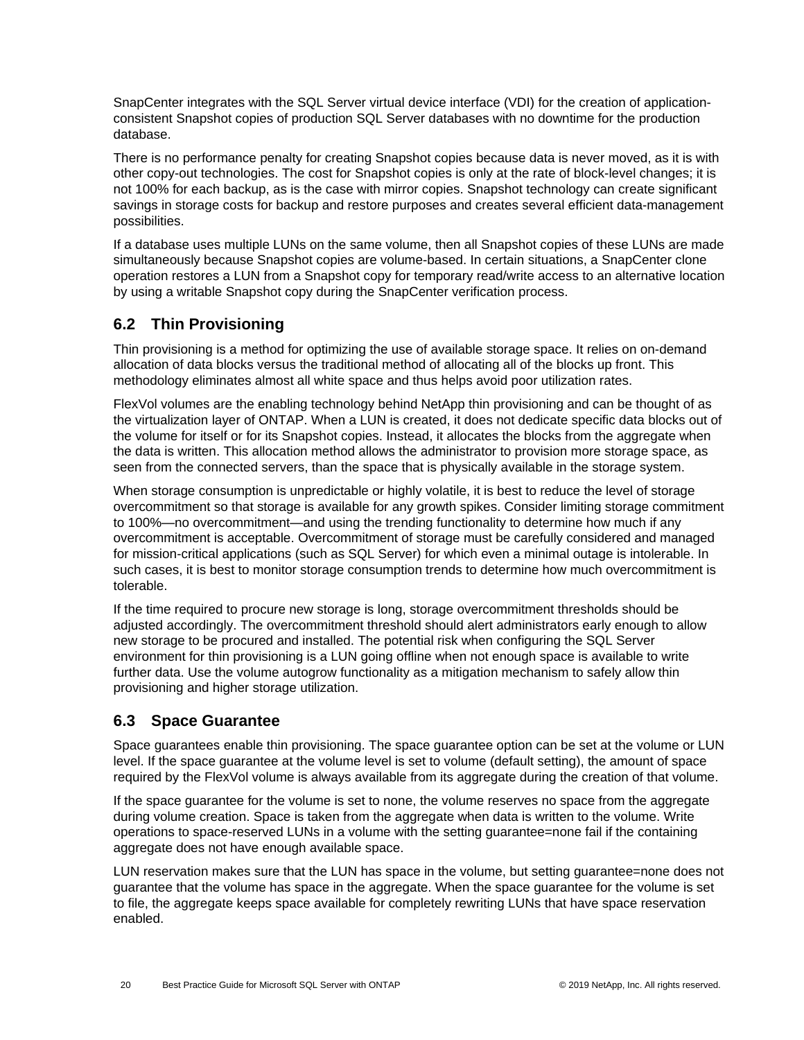SnapCenter integrates with the SQL Server virtual device interface (VDI) for the creation of application-consistent Snapshot copies of production SQL Server databases with no downtime for the production database.

There is no performance penalty for creating Snapshot copies because data is never moved, as it is with other copy-out technologies. The cost for Snapshot copies is only at the rate of block-level changes; it is not 100% for each backup, as is the case with mirror copies. Snapshot technology can create significant savings in storage costs for backup and restore purposes and creates several efficient data-management possibilities.

If a database uses multiple LUNs on the same volume, then all Snapshot copies of these LUNs are made simultaneously because Snapshot copies are volume-based. In certain situations, a SnapCenter clone operation restores a LUN from a Snapshot copy for temporary read/write access to an alternative location by using a writable Snapshot copy during the SnapCenter verification process.

## 6.2 Thin Provisioning

Thin provisioning is a method for optimizing the use of available storage space. It relies on on-demand allocation of data blocks versus the traditional method of allocating all of the blocks up front. This methodology eliminates almost all white space and thus helps avoid poor utilization rates.

FlexVol volumes are the enabling technology behind NetApp thin provisioning and can be thought of as the virtualization layer of ONTAP. When a LUN is created, it does not dedicate specific data blocks out of the volume for itself or for its Snapshot copies. Instead, it allocates the blocks from the aggregate when the data is written. This allocation method allows the administrator to provision more storage space, as seen from the connected servers, than the space that is physically available in the storage system.

When storage consumption is unpredictable or highly volatile, it is best to reduce the level of storage overcommitment so that storage is available for any growth spikes. Consider limiting storage commitment to 100%—no overcommitment—and using the trending functionality to determine how much if any overcommitment is acceptable. Overcommitment of storage must be carefully considered and managed for mission-critical applications (such as SQL Server) for which even a minimal outage is intolerable. In such cases, it is best to monitor storage consumption trends to determine how much overcommitment is tolerable.

If the time required to procure new storage is long, storage overcommitment thresholds should be adjusted accordingly. The overcommitment threshold should alert administrators early enough to allow new storage to be procured and installed. The potential risk when configuring the SQL Server environment for thin provisioning is a LUN going offline when not enough space is available to write further data. Use the volume autogrow functionality as a mitigation mechanism to safely allow thin provisioning and higher storage utilization.

## 6.3 Space Guarantee

Space guarantees enable thin provisioning. The space guarantee option can be set at the volume or LUN level. If the space guarantee at the volume level is set to volume (default setting), the amount of space required by the FlexVol volume is always available from its aggregate during the creation of that volume.

If the space guarantee for the volume is set to none, the volume reserves no space from the aggregate during volume creation. Space is taken from the aggregate when data is written to the volume. Write operations to space-reserved LUNs in a volume with the setting guarantee=none fail if the containing aggregate does not have enough available space.

LUN reservation makes sure that the LUN has space in the volume, but setting guarantee=none does not guarantee that the volume has space in the aggregate. When the space guarantee for the volume is set to file, the aggregate keeps space available for completely rewriting LUNs that have space reservation enabled.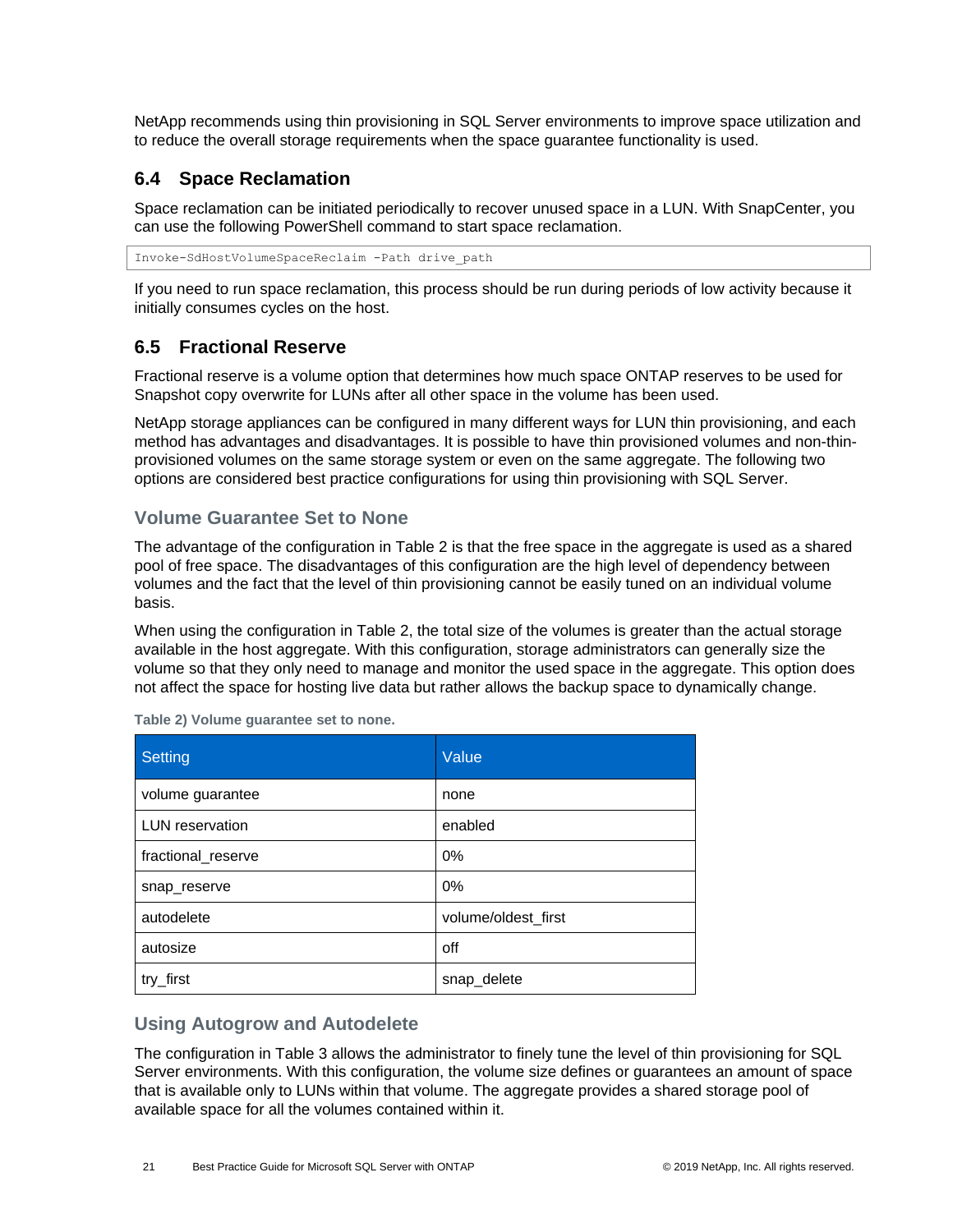NetApp recommends using thin provisioning in SQL Server environments to improve space utilization and to reduce the overall storage requirements when the space guarantee functionality is used.

## 6.4 Space Reclamation

Space reclamation can be initiated periodically to recover unused space in a LUN. With SnapCenter, you can use the following PowerShell command to start space reclamation.

```
Invoke-SdHostVolumeSpaceReclaim -Path drive_path
```

If you need to run space reclamation, this process should be run during periods of low activity because it initially consumes cycles on the host.

## 6.5 Fractional Reserve

Fractional reserve is a volume option that determines how much space ONTAP reserves to be used for Snapshot copy overwrite for LUNs after all other space in the volume has been used.

NetApp storage appliances can be configured in many different ways for LUN thin provisioning, and each method has advantages and disadvantages. It is possible to have thin provisioned volumes and non-thin-provisioned volumes on the same storage system or even on the same aggregate. The following two options are considered best practice configurations for using thin provisioning with SQL Server.

### Volume Guarantee Set to None

The advantage of the configuration in Table 2 is that the free space in the aggregate is used as a shared pool of free space. The disadvantages of this configuration are the high level of dependency between volumes and the fact that the level of thin provisioning cannot be easily tuned on an individual volume basis.

When using the configuration in Table 2, the total size of the volumes is greater than the actual storage available in the host aggregate. With this configuration, storage administrators can generally size the volume so that they only need to manage and monitor the used space in the aggregate. This option does not affect the space for hosting live data but rather allows the backup space to dynamically change.

**Table 2) Volume guarantee set to none.**

| Setting | Value |
| --- | --- |
| volume guarantee | none |
| LUN reservation | enabled |
| fractional_reserve | 0% |
| snap_reserve | 0% |
| autodelete | volume/oldest_first |
| autosize | off |
| try_first | snap_delete |

### Using Autogrow and Autodelete

The configuration in Table 3 allows the administrator to finely tune the level of thin provisioning for SQL Server environments. With this configuration, the volume size defines or guarantees an amount of space that is available only to LUNs within that volume. The aggregate provides a shared storage pool of available space for all the volumes contained within it.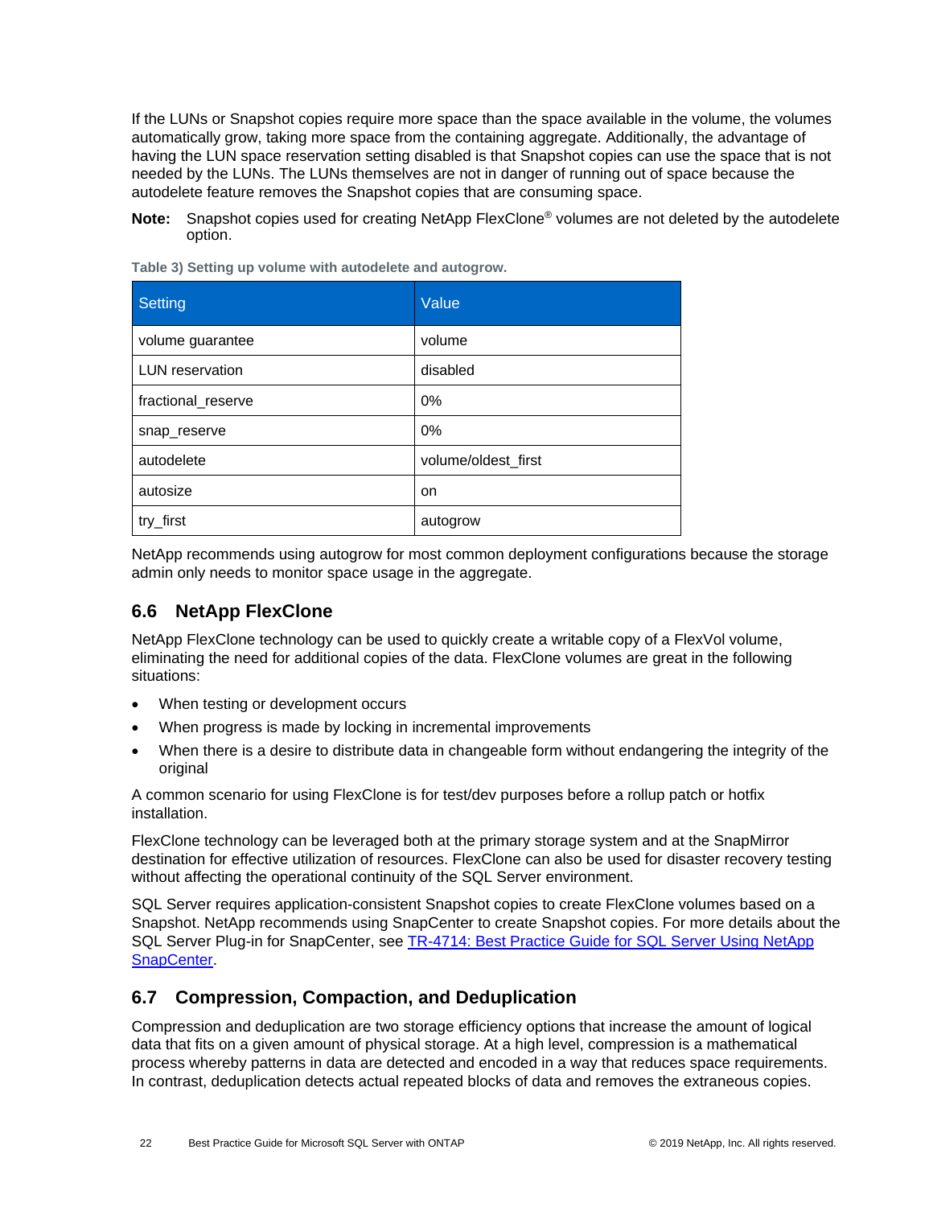If the LUNs or Snapshot copies require more space than the space available in the volume, the volumes automatically grow, taking more space from the containing aggregate. Additionally, the advantage of having the LUN space reservation setting disabled is that Snapshot copies can use the space that is not needed by the LUNs. The LUNs themselves are not in danger of running out of space because the autodelete feature removes the Snapshot copies that are consuming space.

**Note:** Snapshot copies used for creating NetApp FlexClone® volumes are not deleted by the autodelete option.

**Table 3) Setting up volume with autodelete and autogrow.**

| Setting | Value |
| --- | --- |
| volume guarantee | volume |
| LUN reservation | disabled |
| fractional_reserve | 0% |
| snap_reserve | 0% |
| autodelete | volume/oldest_first |
| autosize | on |
| try_first | autogrow |

NetApp recommends using autogrow for most common deployment configurations because the storage admin only needs to monitor space usage in the aggregate.

## 6.6 NetApp FlexClone

NetApp FlexClone technology can be used to quickly create a writable copy of a FlexVol volume, eliminating the need for additional copies of the data. FlexClone volumes are great in the following situations:

- When testing or development occurs
- When progress is made by locking in incremental improvements
- When there is a desire to distribute data in changeable form without endangering the integrity of the original

A common scenario for using FlexClone is for test/dev purposes before a rollup patch or hotfix installation.

FlexClone technology can be leveraged both at the primary storage system and at the SnapMirror destination for effective utilization of resources. FlexClone can also be used for disaster recovery testing without affecting the operational continuity of the SQL Server environment.

SQL Server requires application-consistent Snapshot copies to create FlexClone volumes based on a Snapshot. NetApp recommends using SnapCenter to create Snapshot copies. For more details about the SQL Server Plug-in for SnapCenter, see TR-4714: Best Practice Guide for SQL Server Using NetApp SnapCenter.

## 6.7 Compression, Compaction, and Deduplication

Compression and deduplication are two storage efficiency options that increase the amount of logical data that fits on a given amount of physical storage. At a high level, compression is a mathematical process whereby patterns in data are detected and encoded in a way that reduces space requirements. In contrast, deduplication detects actual repeated blocks of data and removes the extraneous copies.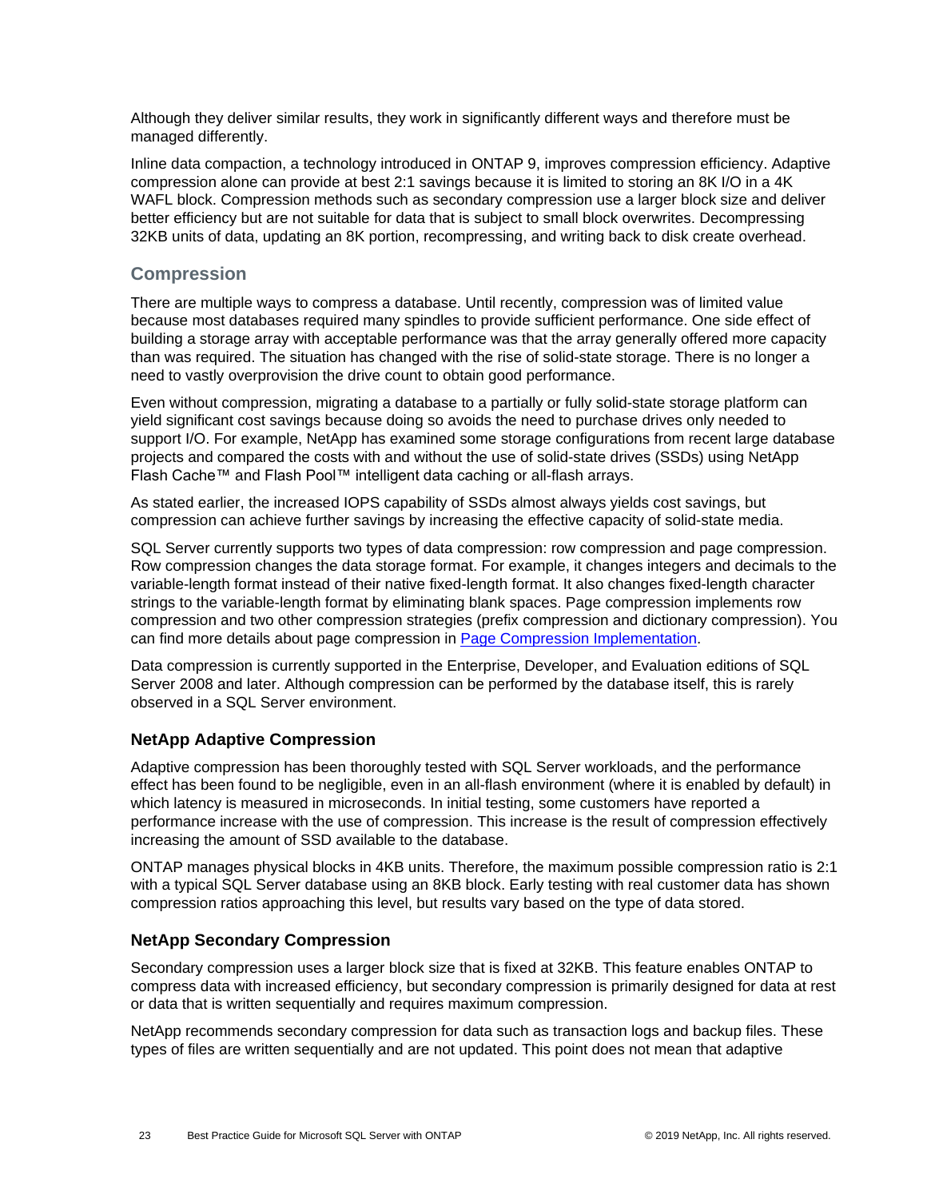Although they deliver similar results, they work in significantly different ways and therefore must be managed differently.

Inline data compaction, a technology introduced in ONTAP 9, improves compression efficiency. Adaptive compression alone can provide at best 2:1 savings because it is limited to storing an 8K I/O in a 4K WAFL block. Compression methods such as secondary compression use a larger block size and deliver better efficiency but are not suitable for data that is subject to small block overwrites. Decompressing 32KB units of data, updating an 8K portion, recompressing, and writing back to disk create overhead.

## Compression

There are multiple ways to compress a database. Until recently, compression was of limited value because most databases required many spindles to provide sufficient performance. One side effect of building a storage array with acceptable performance was that the array generally offered more capacity than was required. The situation has changed with the rise of solid-state storage. There is no longer a need to vastly overprovision the drive count to obtain good performance.

Even without compression, migrating a database to a partially or fully solid-state storage platform can yield significant cost savings because doing so avoids the need to purchase drives only needed to support I/O. For example, NetApp has examined some storage configurations from recent large database projects and compared the costs with and without the use of solid-state drives (SSDs) using NetApp Flash Cache™ and Flash Pool™ intelligent data caching or all-flash arrays.

As stated earlier, the increased IOPS capability of SSDs almost always yields cost savings, but compression can achieve further savings by increasing the effective capacity of solid-state media.

SQL Server currently supports two types of data compression: row compression and page compression. Row compression changes the data storage format. For example, it changes integers and decimals to the variable-length format instead of their native fixed-length format. It also changes fixed-length character strings to the variable-length format by eliminating blank spaces. Page compression implements row compression and two other compression strategies (prefix compression and dictionary compression). You can find more details about page compression in [Page Compression Implementation](#).

Data compression is currently supported in the Enterprise, Developer, and Evaluation editions of SQL Server 2008 and later. Although compression can be performed by the database itself, this is rarely observed in a SQL Server environment.

### NetApp Adaptive Compression

Adaptive compression has been thoroughly tested with SQL Server workloads, and the performance effect has been found to be negligible, even in an all-flash environment (where it is enabled by default) in which latency is measured in microseconds. In initial testing, some customers have reported a performance increase with the use of compression. This increase is the result of compression effectively increasing the amount of SSD available to the database.

ONTAP manages physical blocks in 4KB units. Therefore, the maximum possible compression ratio is 2:1 with a typical SQL Server database using an 8KB block. Early testing with real customer data has shown compression ratios approaching this level, but results vary based on the type of data stored.

### NetApp Secondary Compression

Secondary compression uses a larger block size that is fixed at 32KB. This feature enables ONTAP to compress data with increased efficiency, but secondary compression is primarily designed for data at rest or data that is written sequentially and requires maximum compression.

NetApp recommends secondary compression for data such as transaction logs and backup files. These types of files are written sequentially and are not updated. This point does not mean that adaptive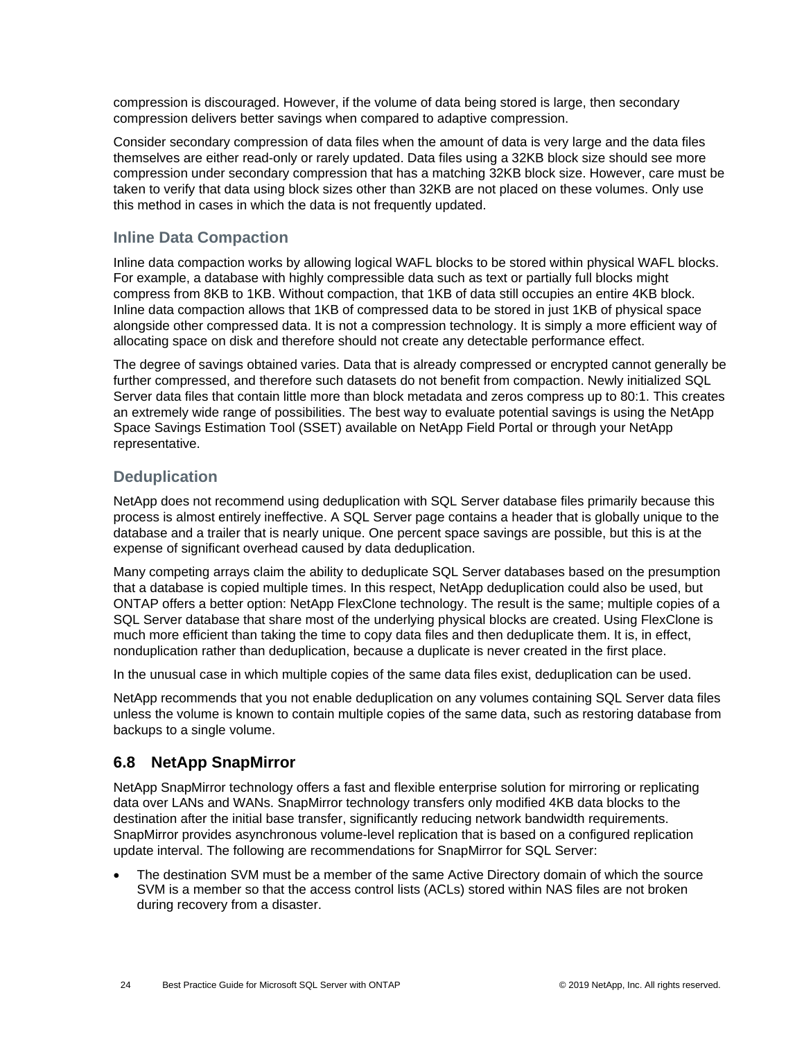compression is discouraged. However, if the volume of data being stored is large, then secondary compression delivers better savings when compared to adaptive compression.

Consider secondary compression of data files when the amount of data is very large and the data files themselves are either read-only or rarely updated. Data files using a 32KB block size should see more compression under secondary compression that has a matching 32KB block size. However, care must be taken to verify that data using block sizes other than 32KB are not placed on these volumes. Only use this method in cases in which the data is not frequently updated.

### Inline Data Compaction

Inline data compaction works by allowing logical WAFL blocks to be stored within physical WAFL blocks. For example, a database with highly compressible data such as text or partially full blocks might compress from 8KB to 1KB. Without compaction, that 1KB of data still occupies an entire 4KB block. Inline data compaction allows that 1KB of compressed data to be stored in just 1KB of physical space alongside other compressed data. It is not a compression technology. It is simply a more efficient way of allocating space on disk and therefore should not create any detectable performance effect.

The degree of savings obtained varies. Data that is already compressed or encrypted cannot generally be further compressed, and therefore such datasets do not benefit from compaction. Newly initialized SQL Server data files that contain little more than block metadata and zeros compress up to 80:1. This creates an extremely wide range of possibilities. The best way to evaluate potential savings is using the NetApp Space Savings Estimation Tool (SSET) available on NetApp Field Portal or through your NetApp representative.

### Deduplication

NetApp does not recommend using deduplication with SQL Server database files primarily because this process is almost entirely ineffective. A SQL Server page contains a header that is globally unique to the database and a trailer that is nearly unique. One percent space savings are possible, but this is at the expense of significant overhead caused by data deduplication.

Many competing arrays claim the ability to deduplicate SQL Server databases based on the presumption that a database is copied multiple times. In this respect, NetApp deduplication could also be used, but ONTAP offers a better option: NetApp FlexClone technology. The result is the same; multiple copies of a SQL Server database that share most of the underlying physical blocks are created. Using FlexClone is much more efficient than taking the time to copy data files and then deduplicate them. It is, in effect, nonduplication rather than deduplication, because a duplicate is never created in the first place.

In the unusual case in which multiple copies of the same data files exist, deduplication can be used.

NetApp recommends that you not enable deduplication on any volumes containing SQL Server data files unless the volume is known to contain multiple copies of the same data, such as restoring database from backups to a single volume.

## 6.8 NetApp SnapMirror

NetApp SnapMirror technology offers a fast and flexible enterprise solution for mirroring or replicating data over LANs and WANs. SnapMirror technology transfers only modified 4KB data blocks to the destination after the initial base transfer, significantly reducing network bandwidth requirements. SnapMirror provides asynchronous volume-level replication that is based on a configured replication update interval. The following are recommendations for SnapMirror for SQL Server:

- The destination SVM must be a member of the same Active Directory domain of which the source SVM is a member so that the access control lists (ACLs) stored within NAS files are not broken during recovery from a disaster.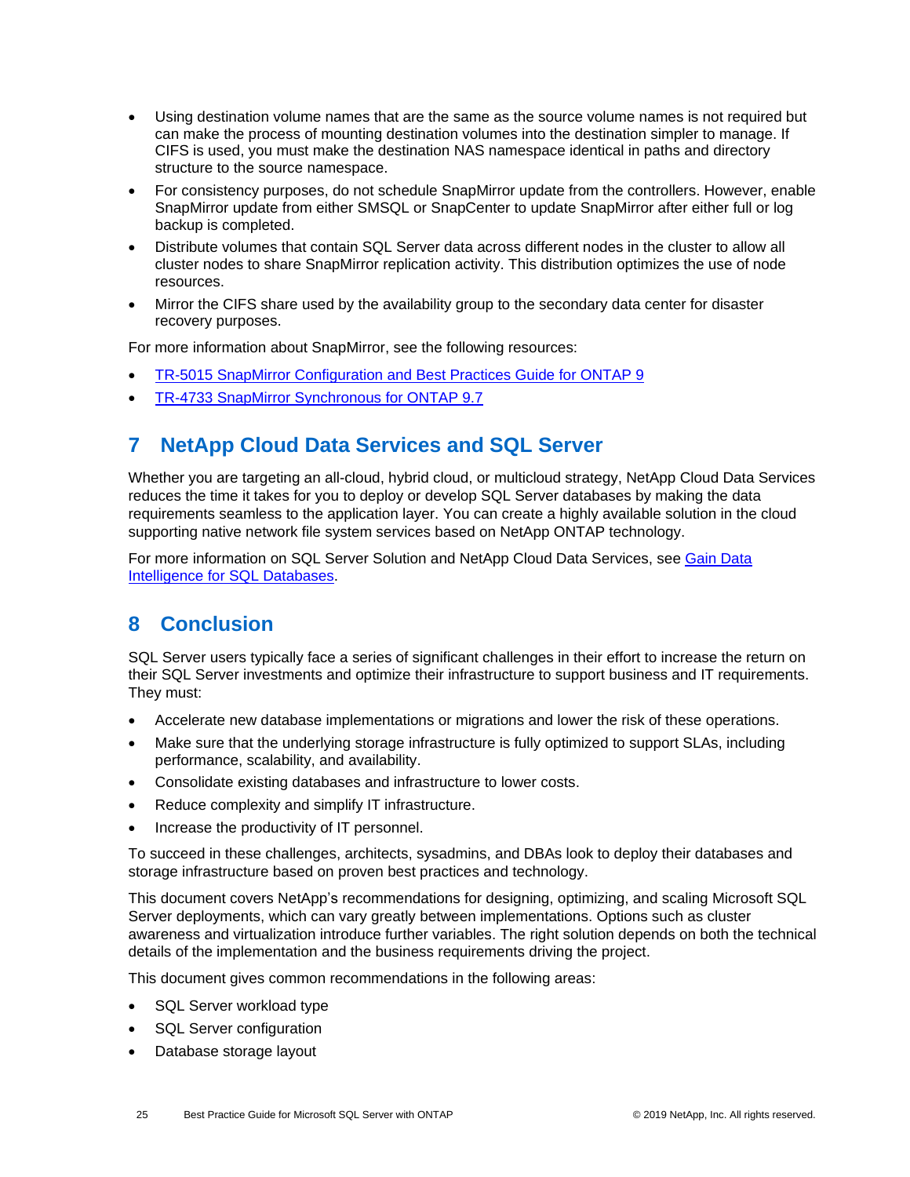- Using destination volume names that are the same as the source volume names is not required but can make the process of mounting destination volumes into the destination simpler to manage. If CIFS is used, you must make the destination NAS namespace identical in paths and directory structure to the source namespace.
- For consistency purposes, do not schedule SnapMirror update from the controllers. However, enable SnapMirror update from either SMSQL or SnapCenter to update SnapMirror after either full or log backup is completed.
- Distribute volumes that contain SQL Server data across different nodes in the cluster to allow all cluster nodes to share SnapMirror replication activity. This distribution optimizes the use of node resources.
- Mirror the CIFS share used by the availability group to the secondary data center for disaster recovery purposes.

For more information about SnapMirror, see the following resources:

- TR-5015 SnapMirror Configuration and Best Practices Guide for ONTAP 9
- TR-4733 SnapMirror Synchronous for ONTAP 9.7

# 7 NetApp Cloud Data Services and SQL Server

Whether you are targeting an all-cloud, hybrid cloud, or multicloud strategy, NetApp Cloud Data Services reduces the time it takes for you to deploy or develop SQL Server databases by making the data requirements seamless to the application layer. You can create a highly available solution in the cloud supporting native network file system services based on NetApp ONTAP technology.

For more information on SQL Server Solution and NetApp Cloud Data Services, see Gain Data Intelligence for SQL Databases.

# 8 Conclusion

SQL Server users typically face a series of significant challenges in their effort to increase the return on their SQL Server investments and optimize their infrastructure to support business and IT requirements. They must:

- Accelerate new database implementations or migrations and lower the risk of these operations.
- Make sure that the underlying storage infrastructure is fully optimized to support SLAs, including performance, scalability, and availability.
- Consolidate existing databases and infrastructure to lower costs.
- Reduce complexity and simplify IT infrastructure.
- Increase the productivity of IT personnel.

To succeed in these challenges, architects, sysadmins, and DBAs look to deploy their databases and storage infrastructure based on proven best practices and technology.

This document covers NetApp's recommendations for designing, optimizing, and scaling Microsoft SQL Server deployments, which can vary greatly between implementations. Options such as cluster awareness and virtualization introduce further variables. The right solution depends on both the technical details of the implementation and the business requirements driving the project.

This document gives common recommendations in the following areas:

- SQL Server workload type
- SQL Server configuration
- Database storage layout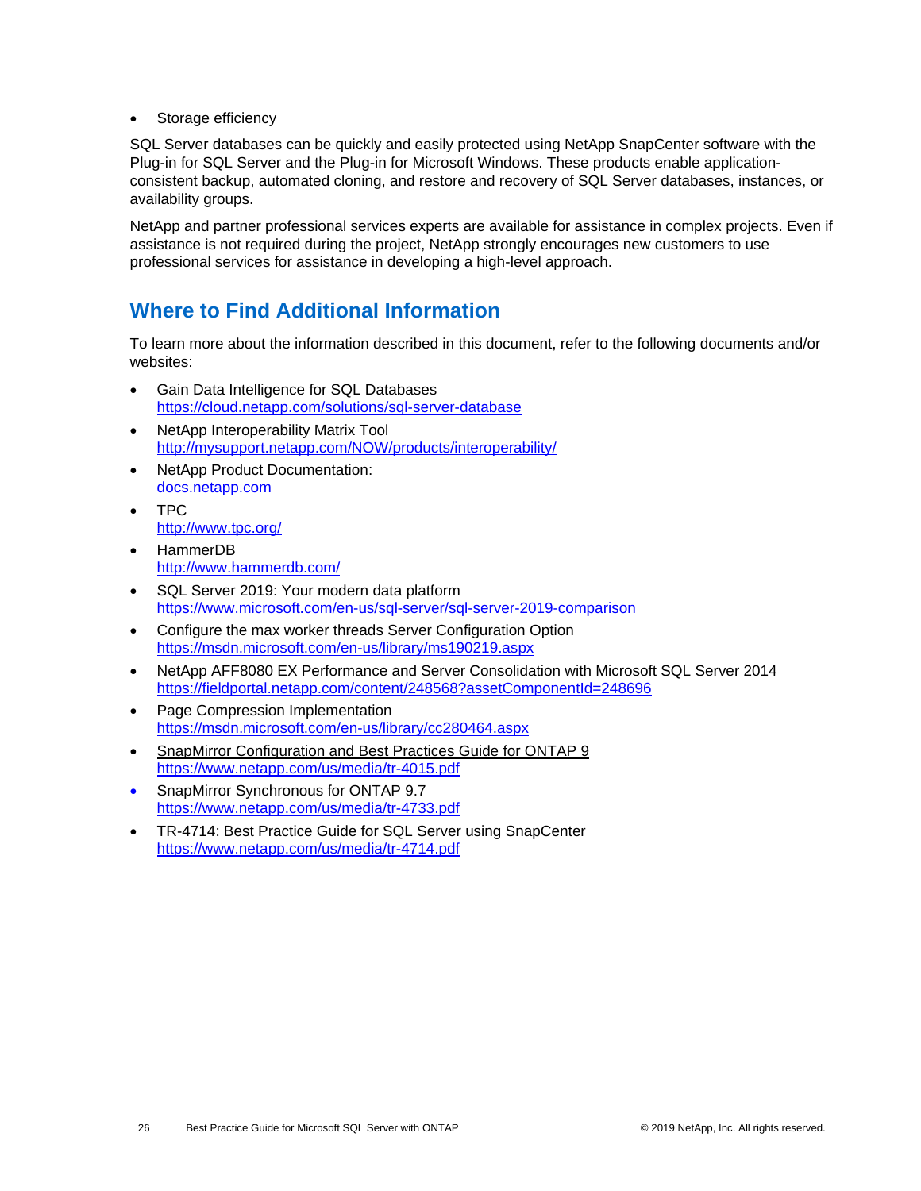- Storage efficiency

SQL Server databases can be quickly and easily protected using NetApp SnapCenter software with the Plug-in for SQL Server and the Plug-in for Microsoft Windows. These products enable application-consistent backup, automated cloning, and restore and recovery of SQL Server databases, instances, or availability groups.

NetApp and partner professional services experts are available for assistance in complex projects. Even if assistance is not required during the project, NetApp strongly encourages new customers to use professional services for assistance in developing a high-level approach.

## Where to Find Additional Information

To learn more about the information described in this document, refer to the following documents and/or websites:

- Gain Data Intelligence for SQL Databases
  https://cloud.netapp.com/solutions/sql-server-database
- NetApp Interoperability Matrix Tool
  http://mysupport.netapp.com/NOW/products/interoperability/
- NetApp Product Documentation:
  docs.netapp.com
- TPC
  http://www.tpc.org/
- HammerDB
  http://www.hammerdb.com/
- SQL Server 2019: Your modern data platform
  https://www.microsoft.com/en-us/sql-server/sql-server-2019-comparison
- Configure the max worker threads Server Configuration Option
  https://msdn.microsoft.com/en-us/library/ms190219.aspx
- NetApp AFF8080 EX Performance and Server Consolidation with Microsoft SQL Server 2014
  https://fieldportal.netapp.com/content/248568?assetComponentId=248696
- Page Compression Implementation
  https://msdn.microsoft.com/en-us/library/cc280464.aspx
- SnapMirror Configuration and Best Practices Guide for ONTAP 9
  https://www.netapp.com/us/media/tr-4015.pdf
- SnapMirror Synchronous for ONTAP 9.7
  https://www.netapp.com/us/media/tr-4733.pdf
- TR-4714: Best Practice Guide for SQL Server using SnapCenter
  https://www.netapp.com/us/media/tr-4714.pdf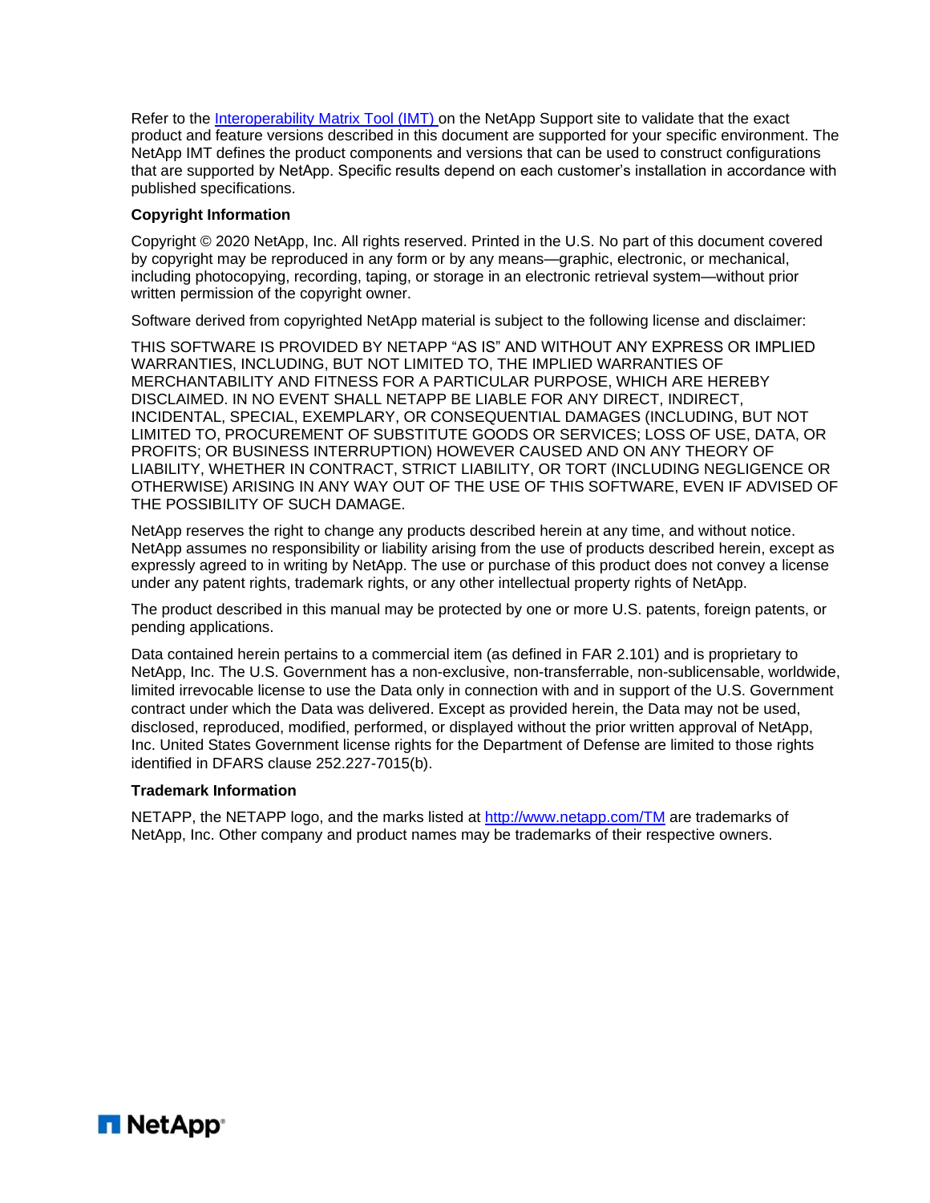Refer to the [Interoperability Matrix Tool (IMT)](#) on the NetApp Support site to validate that the exact product and feature versions described in this document are supported for your specific environment. The NetApp IMT defines the product components and versions that can be used to construct configurations that are supported by NetApp. Specific results depend on each customer's installation in accordance with published specifications.

**Copyright Information**

Copyright © 2020 NetApp, Inc. All rights reserved. Printed in the U.S. No part of this document covered by copyright may be reproduced in any form or by any means—graphic, electronic, or mechanical, including photocopying, recording, taping, or storage in an electronic retrieval system—without prior written permission of the copyright owner.

Software derived from copyrighted NetApp material is subject to the following license and disclaimer:

THIS SOFTWARE IS PROVIDED BY NETAPP "AS IS" AND WITHOUT ANY EXPRESS OR IMPLIED WARRANTIES, INCLUDING, BUT NOT LIMITED TO, THE IMPLIED WARRANTIES OF MERCHANTABILITY AND FITNESS FOR A PARTICULAR PURPOSE, WHICH ARE HEREBY DISCLAIMED. IN NO EVENT SHALL NETAPP BE LIABLE FOR ANY DIRECT, INDIRECT, INCIDENTAL, SPECIAL, EXEMPLARY, OR CONSEQUENTIAL DAMAGES (INCLUDING, BUT NOT LIMITED TO, PROCUREMENT OF SUBSTITUTE GOODS OR SERVICES; LOSS OF USE, DATA, OR PROFITS; OR BUSINESS INTERRUPTION) HOWEVER CAUSED AND ON ANY THEORY OF LIABILITY, WHETHER IN CONTRACT, STRICT LIABILITY, OR TORT (INCLUDING NEGLIGENCE OR OTHERWISE) ARISING IN ANY WAY OUT OF THE USE OF THIS SOFTWARE, EVEN IF ADVISED OF THE POSSIBILITY OF SUCH DAMAGE.

NetApp reserves the right to change any products described herein at any time, and without notice. NetApp assumes no responsibility or liability arising from the use of products described herein, except as expressly agreed to in writing by NetApp. The use or purchase of this product does not convey a license under any patent rights, trademark rights, or any other intellectual property rights of NetApp.

The product described in this manual may be protected by one or more U.S. patents, foreign patents, or pending applications.

Data contained herein pertains to a commercial item (as defined in FAR 2.101) and is proprietary to NetApp, Inc. The U.S. Government has a non-exclusive, non-transferrable, non-sublicensable, worldwide, limited irrevocable license to use the Data only in connection with and in support of the U.S. Government contract under which the Data was delivered. Except as provided herein, the Data may not be used, disclosed, reproduced, modified, performed, or displayed without the prior written approval of NetApp, Inc. United States Government license rights for the Department of Defense are limited to those rights identified in DFARS clause 252.227-7015(b).

**Trademark Information**

NETAPP, the NETAPP logo, and the marks listed at [http://www.netapp.com/TM](http://www.netapp.com/TM) are trademarks of NetApp, Inc. Other company and product names may be trademarks of their respective owners.

NetApp